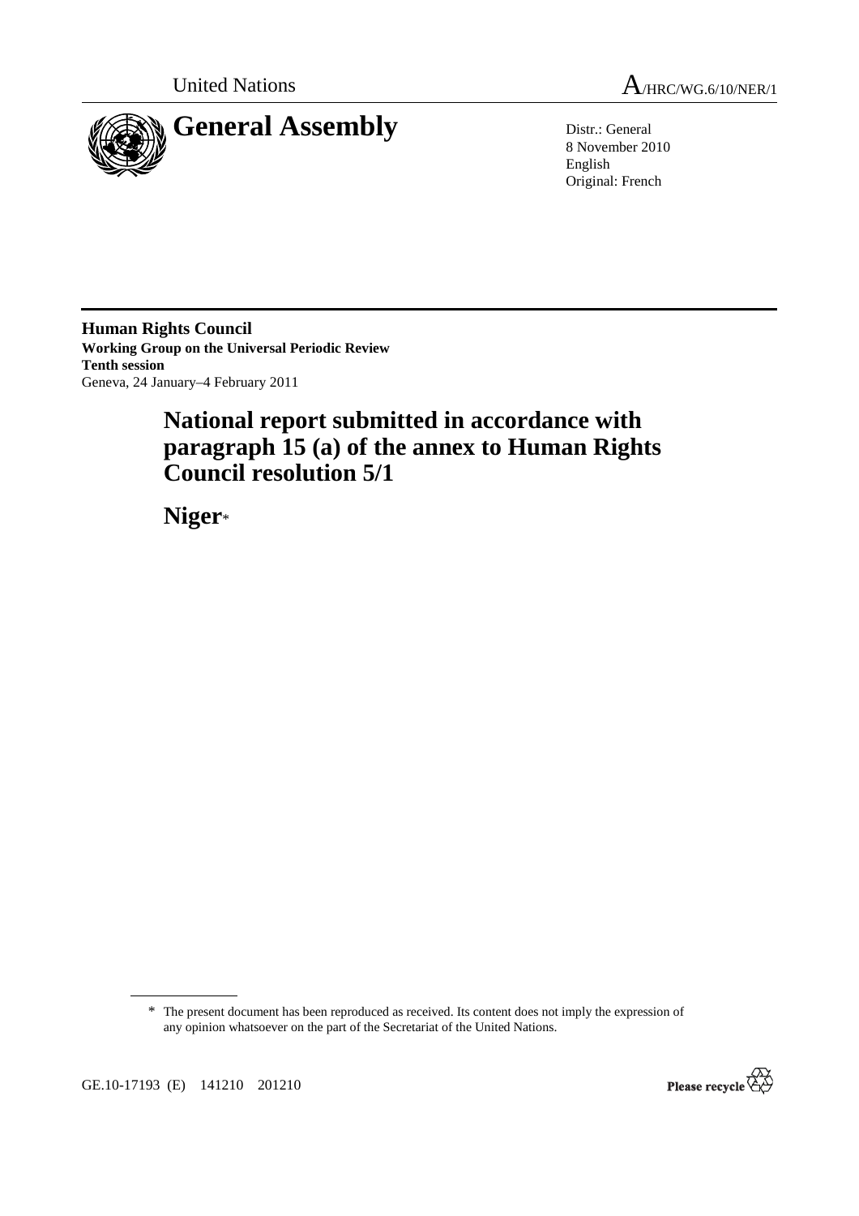United Nations

A/HRC/WG.6/10/NER/1

# General Assembly

Distr.: General
8 November 2010
English
Original: French

**Human Rights Council**
**Working Group on the Universal Periodic Review**
**Tenth session**
Geneva, 24 January–4 February 2011

## National report submitted in accordance with paragraph 15 (a) of the annex to Human Rights Council resolution 5/1

## Niger*

\* The present document has been reproduced as received. Its content does not imply the expression of any opinion whatsoever on the part of the Secretariat of the United Nations.

GE.10-17193 (E) 141210 201210

Please recycle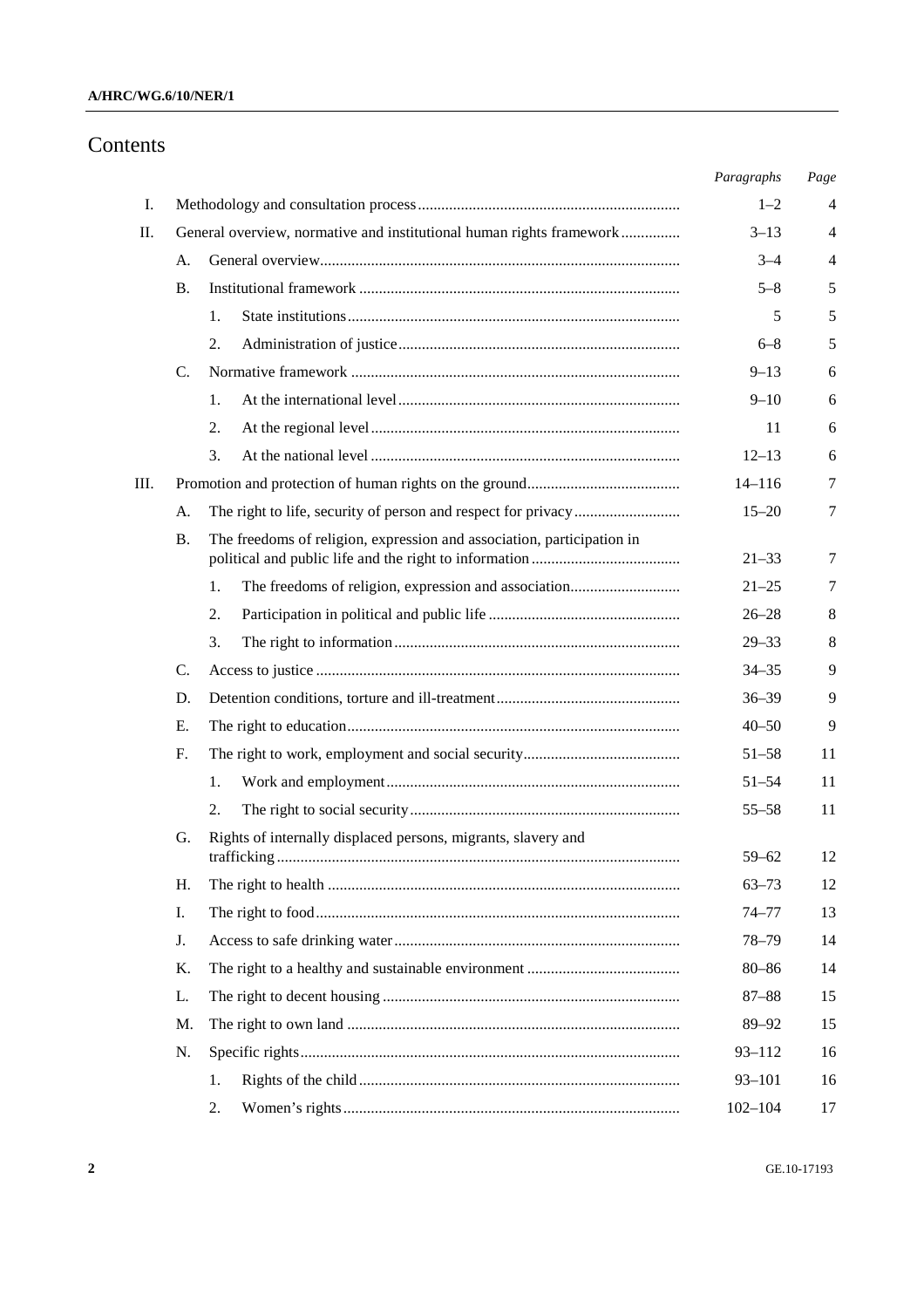# Contents

| | | | | Paragraphs | Page |
|---|---|---|---|---|---|
| I. | Methodology and consultation process | | | 1–2 | 4 |
| II. | General overview, normative and institutional human rights framework | | | 3–13 | 4 |
| | A. | General overview | | 3–4 | 4 |
| | B. | Institutional framework | | 5–8 | 5 |
| | | 1. | State institutions | 5 | 5 |
| | | 2. | Administration of justice | 6–8 | 5 |
| | C. | Normative framework | | 9–13 | 6 |
| | | 1. | At the international level | 9–10 | 6 |
| | | 2. | At the regional level | 11 | 6 |
| | | 3. | At the national level | 12–13 | 6 |
| III. | Promotion and protection of human rights on the ground | | | 14–116 | 7 |
| | A. | The right to life, security of person and respect for privacy | | 15–20 | 7 |
| | B. | The freedoms of religion, expression and association, participation in political and public life and the right to information | | 21–33 | 7 |
| | | 1. | The freedoms of religion, expression and association | 21–25 | 7 |
| | | 2. | Participation in political and public life | 26–28 | 8 |
| | | 3. | The right to information | 29–33 | 8 |
| | C. | Access to justice | | 34–35 | 9 |
| | D. | Detention conditions, torture and ill-treatment | | 36–39 | 9 |
| | E. | The right to education | | 40–50 | 9 |
| | F. | The right to work, employment and social security | | 51–58 | 11 |
| | | 1. | Work and employment | 51–54 | 11 |
| | | 2. | The right to social security | 55–58 | 11 |
| | G. | Rights of internally displaced persons, migrants, slavery and trafficking | | 59–62 | 12 |
| | H. | The right to health | | 63–73 | 12 |
| | I. | The right to food | | 74–77 | 13 |
| | J. | Access to safe drinking water | | 78–79 | 14 |
| | K. | The right to a healthy and sustainable environment | | 80–86 | 14 |
| | L. | The right to decent housing | | 87–88 | 15 |
| | M. | The right to own land | | 89–92 | 15 |
| | N. | Specific rights | | 93–112 | 16 |
| | | 1. | Rights of the child | 93–101 | 16 |
| | | 2. | Women's rights | 102–104 | 17 |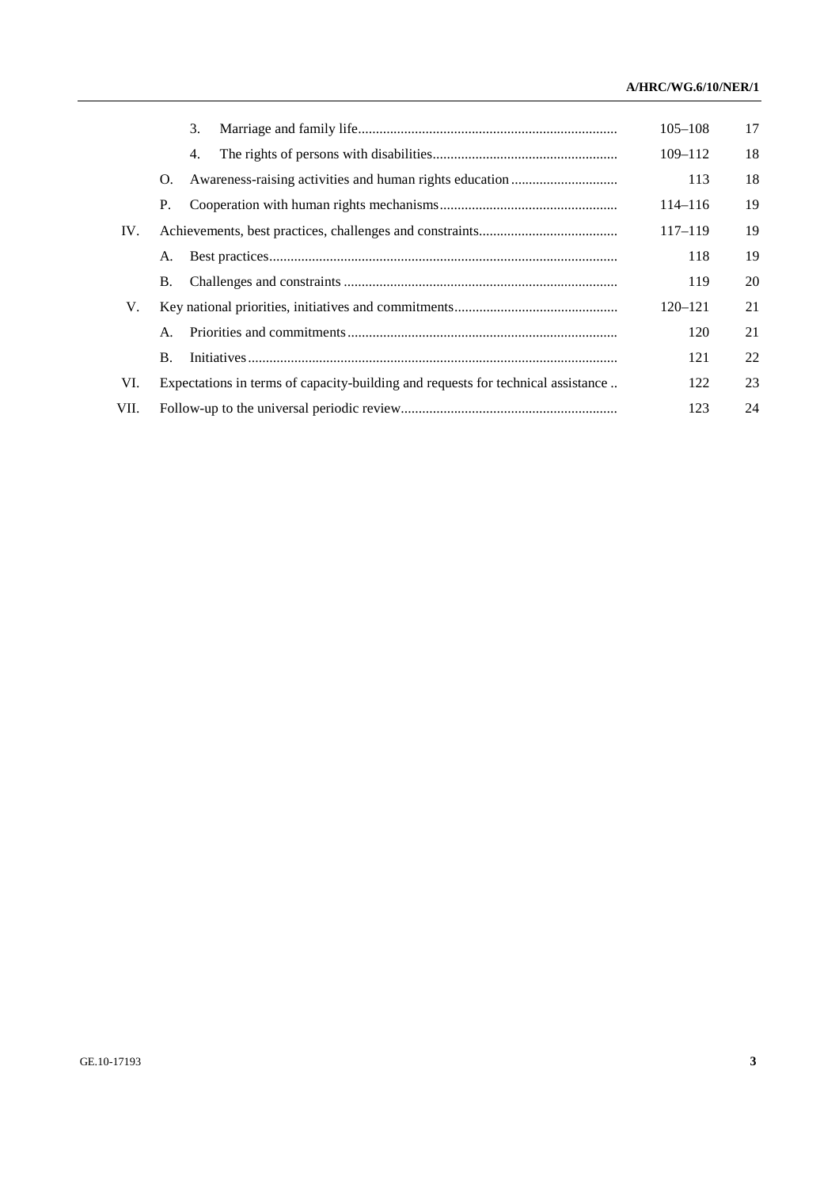| | | | Paragraphs | Page |
|---|---|---|---|---|
| | | 3. Marriage and family life | 105–108 | 17 |
| | | 4. The rights of persons with disabilities | 109–112 | 18 |
| | O. | Awareness-raising activities and human rights education | 113 | 18 |
| | P. | Cooperation with human rights mechanisms | 114–116 | 19 |
| IV. | | Achievements, best practices, challenges and constraints | 117–119 | 19 |
| | A. | Best practices | 118 | 19 |
| | B. | Challenges and constraints | 119 | 20 |
| V. | | Key national priorities, initiatives and commitments | 120–121 | 21 |
| | A. | Priorities and commitments | 120 | 21 |
| | B. | Initiatives | 121 | 22 |
| VI. | | Expectations in terms of capacity-building and requests for technical assistance | 122 | 23 |
| VII. | | Follow-up to the universal periodic review | 123 | 24 |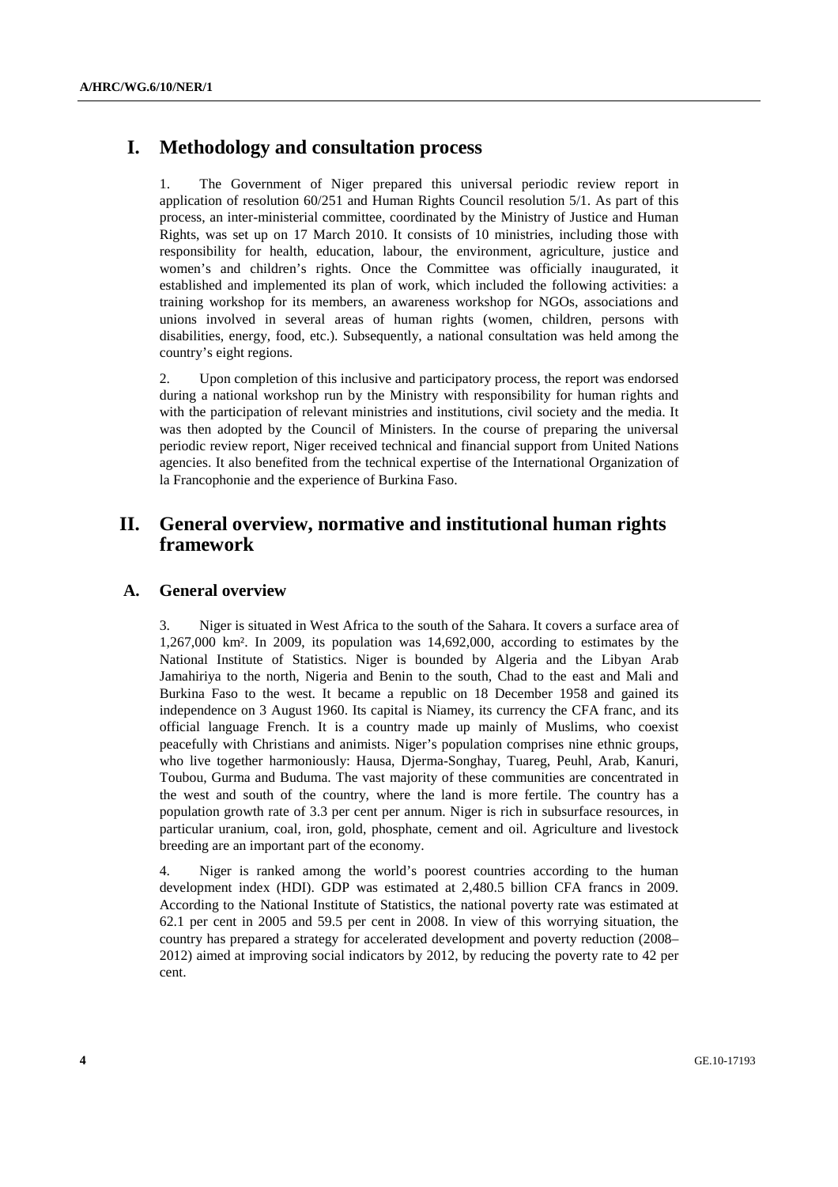# I. Methodology and consultation process

1. The Government of Niger prepared this universal periodic review report in application of resolution 60/251 and Human Rights Council resolution 5/1. As part of this process, an inter-ministerial committee, coordinated by the Ministry of Justice and Human Rights, was set up on 17 March 2010. It consists of 10 ministries, including those with responsibility for health, education, labour, the environment, agriculture, justice and women's and children's rights. Once the Committee was officially inaugurated, it established and implemented its plan of work, which included the following activities: a training workshop for its members, an awareness workshop for NGOs, associations and unions involved in several areas of human rights (women, children, persons with disabilities, energy, food, etc.). Subsequently, a national consultation was held among the country's eight regions.

2. Upon completion of this inclusive and participatory process, the report was endorsed during a national workshop run by the Ministry with responsibility for human rights and with the participation of relevant ministries and institutions, civil society and the media. It was then adopted by the Council of Ministers. In the course of preparing the universal periodic review report, Niger received technical and financial support from United Nations agencies. It also benefited from the technical expertise of the International Organization of la Francophonie and the experience of Burkina Faso.

# II. General overview, normative and institutional human rights framework

## A. General overview

3. Niger is situated in West Africa to the south of the Sahara. It covers a surface area of 1,267,000 km². In 2009, its population was 14,692,000, according to estimates by the National Institute of Statistics. Niger is bounded by Algeria and the Libyan Arab Jamahiriya to the north, Nigeria and Benin to the south, Chad to the east and Mali and Burkina Faso to the west. It became a republic on 18 December 1958 and gained its independence on 3 August 1960. Its capital is Niamey, its currency the CFA franc, and its official language French. It is a country made up mainly of Muslims, who coexist peacefully with Christians and animists. Niger's population comprises nine ethnic groups, who live together harmoniously: Hausa, Djerma-Songhay, Tuareg, Peuhl, Arab, Kanuri, Toubou, Gurma and Buduma. The vast majority of these communities are concentrated in the west and south of the country, where the land is more fertile. The country has a population growth rate of 3.3 per cent per annum. Niger is rich in subsurface resources, in particular uranium, coal, iron, gold, phosphate, cement and oil. Agriculture and livestock breeding are an important part of the economy.

4. Niger is ranked among the world's poorest countries according to the human development index (HDI). GDP was estimated at 2,480.5 billion CFA francs in 2009. According to the National Institute of Statistics, the national poverty rate was estimated at 62.1 per cent in 2005 and 59.5 per cent in 2008. In view of this worrying situation, the country has prepared a strategy for accelerated development and poverty reduction (2008–2012) aimed at improving social indicators by 2012, by reducing the poverty rate to 42 per cent.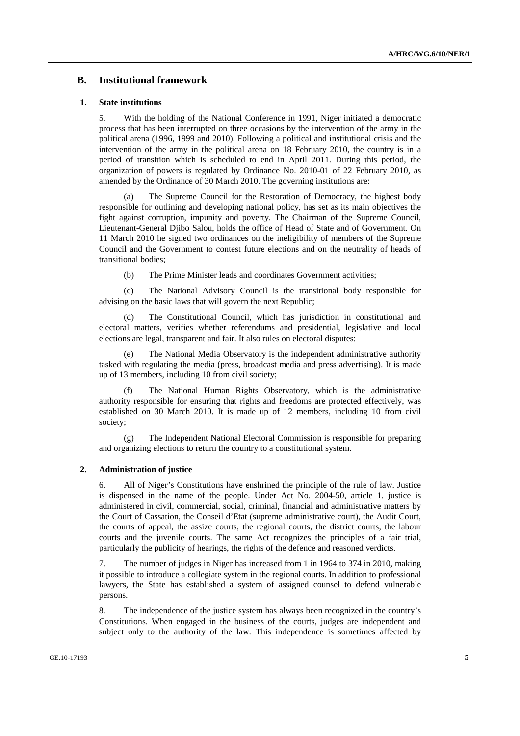## B. Institutional framework

### 1. State institutions

5. With the holding of the National Conference in 1991, Niger initiated a democratic process that has been interrupted on three occasions by the intervention of the army in the political arena (1996, 1999 and 2010). Following a political and institutional crisis and the intervention of the army in the political arena on 18 February 2010, the country is in a period of transition which is scheduled to end in April 2011. During this period, the organization of powers is regulated by Ordinance No. 2010-01 of 22 February 2010, as amended by the Ordinance of 30 March 2010. The governing institutions are:

(a) The Supreme Council for the Restoration of Democracy, the highest body responsible for outlining and developing national policy, has set as its main objectives the fight against corruption, impunity and poverty. The Chairman of the Supreme Council, Lieutenant-General Djibo Salou, holds the office of Head of State and of Government. On 11 March 2010 he signed two ordinances on the ineligibility of members of the Supreme Council and the Government to contest future elections and on the neutrality of heads of transitional bodies;

(b) The Prime Minister leads and coordinates Government activities;

(c) The National Advisory Council is the transitional body responsible for advising on the basic laws that will govern the next Republic;

(d) The Constitutional Council, which has jurisdiction in constitutional and electoral matters, verifies whether referendums and presidential, legislative and local elections are legal, transparent and fair. It also rules on electoral disputes;

(e) The National Media Observatory is the independent administrative authority tasked with regulating the media (press, broadcast media and press advertising). It is made up of 13 members, including 10 from civil society;

(f) The National Human Rights Observatory, which is the administrative authority responsible for ensuring that rights and freedoms are protected effectively, was established on 30 March 2010. It is made up of 12 members, including 10 from civil society;

(g) The Independent National Electoral Commission is responsible for preparing and organizing elections to return the country to a constitutional system.

### 2. Administration of justice

6. All of Niger's Constitutions have enshrined the principle of the rule of law. Justice is dispensed in the name of the people. Under Act No. 2004-50, article 1, justice is administered in civil, commercial, social, criminal, financial and administrative matters by the Court of Cassation, the Conseil d'Etat (supreme administrative court), the Audit Court, the courts of appeal, the assize courts, the regional courts, the district courts, the labour courts and the juvenile courts. The same Act recognizes the principles of a fair trial, particularly the publicity of hearings, the rights of the defence and reasoned verdicts.

7. The number of judges in Niger has increased from 1 in 1964 to 374 in 2010, making it possible to introduce a collegiate system in the regional courts. In addition to professional lawyers, the State has established a system of assigned counsel to defend vulnerable persons.

8. The independence of the justice system has always been recognized in the country's Constitutions. When engaged in the business of the courts, judges are independent and subject only to the authority of the law. This independence is sometimes affected by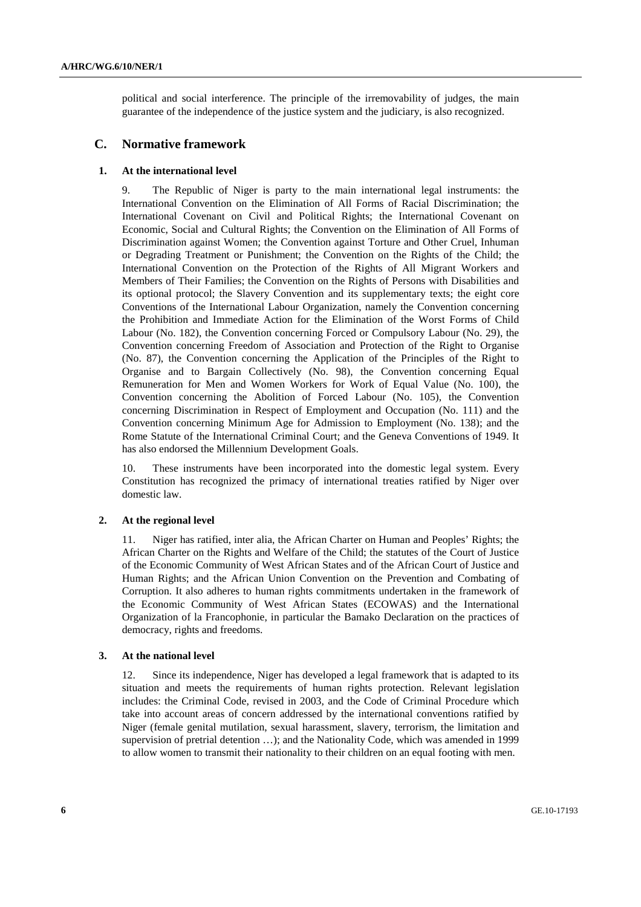political and social interference. The principle of the irremovability of judges, the main guarantee of the independence of the justice system and the judiciary, is also recognized.

## C. Normative framework

### 1. At the international level

9. The Republic of Niger is party to the main international legal instruments: the International Convention on the Elimination of All Forms of Racial Discrimination; the International Covenant on Civil and Political Rights; the International Covenant on Economic, Social and Cultural Rights; the Convention on the Elimination of All Forms of Discrimination against Women; the Convention against Torture and Other Cruel, Inhuman or Degrading Treatment or Punishment; the Convention on the Rights of the Child; the International Convention on the Protection of the Rights of All Migrant Workers and Members of Their Families; the Convention on the Rights of Persons with Disabilities and its optional protocol; the Slavery Convention and its supplementary texts; the eight core Conventions of the International Labour Organization, namely the Convention concerning the Prohibition and Immediate Action for the Elimination of the Worst Forms of Child Labour (No. 182), the Convention concerning Forced or Compulsory Labour (No. 29), the Convention concerning Freedom of Association and Protection of the Right to Organise (No. 87), the Convention concerning the Application of the Principles of the Right to Organise and to Bargain Collectively (No. 98), the Convention concerning Equal Remuneration for Men and Women Workers for Work of Equal Value (No. 100), the Convention concerning the Abolition of Forced Labour (No. 105), the Convention concerning Discrimination in Respect of Employment and Occupation (No. 111) and the Convention concerning Minimum Age for Admission to Employment (No. 138); and the Rome Statute of the International Criminal Court; and the Geneva Conventions of 1949. It has also endorsed the Millennium Development Goals.

10. These instruments have been incorporated into the domestic legal system. Every Constitution has recognized the primacy of international treaties ratified by Niger over domestic law.

### 2. At the regional level

11. Niger has ratified, inter alia, the African Charter on Human and Peoples' Rights; the African Charter on the Rights and Welfare of the Child; the statutes of the Court of Justice of the Economic Community of West African States and of the African Court of Justice and Human Rights; and the African Union Convention on the Prevention and Combating of Corruption. It also adheres to human rights commitments undertaken in the framework of the Economic Community of West African States (ECOWAS) and the International Organization of la Francophonie, in particular the Bamako Declaration on the practices of democracy, rights and freedoms.

### 3. At the national level

12. Since its independence, Niger has developed a legal framework that is adapted to its situation and meets the requirements of human rights protection. Relevant legislation includes: the Criminal Code, revised in 2003, and the Code of Criminal Procedure which take into account areas of concern addressed by the international conventions ratified by Niger (female genital mutilation, sexual harassment, slavery, terrorism, the limitation and supervision of pretrial detention …); and the Nationality Code, which was amended in 1999 to allow women to transmit their nationality to their children on an equal footing with men.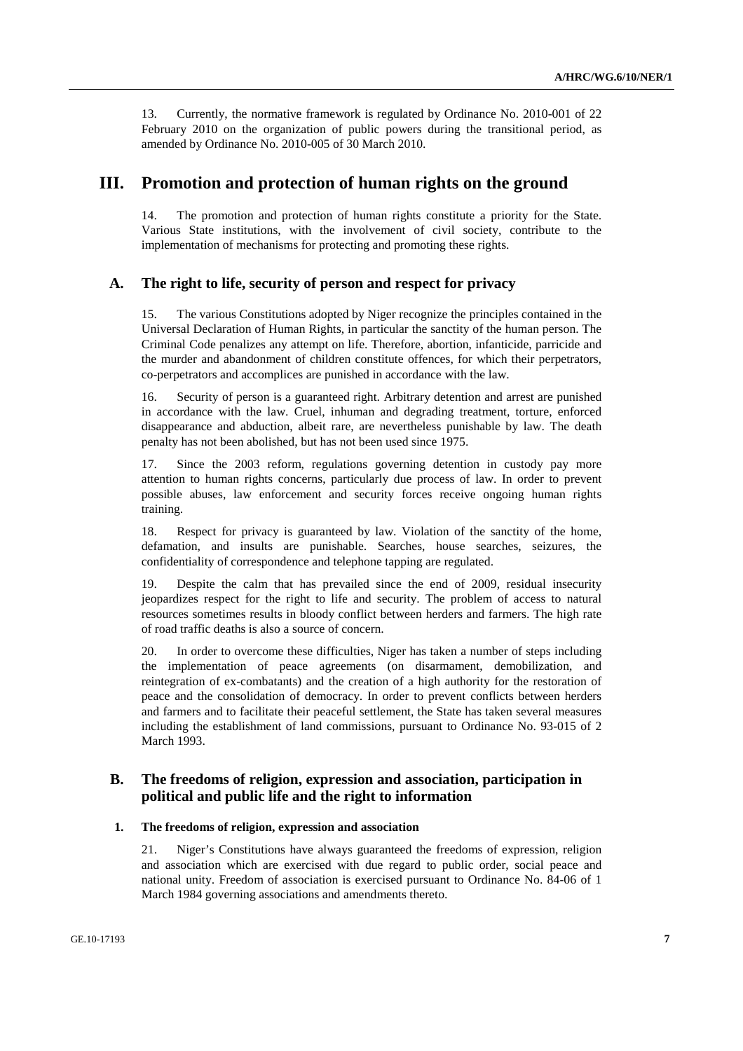13. Currently, the normative framework is regulated by Ordinance No. 2010-001 of 22 February 2010 on the organization of public powers during the transitional period, as amended by Ordinance No. 2010-005 of 30 March 2010.

# III. Promotion and protection of human rights on the ground

14. The promotion and protection of human rights constitute a priority for the State. Various State institutions, with the involvement of civil society, contribute to the implementation of mechanisms for protecting and promoting these rights.

## A. The right to life, security of person and respect for privacy

15. The various Constitutions adopted by Niger recognize the principles contained in the Universal Declaration of Human Rights, in particular the sanctity of the human person. The Criminal Code penalizes any attempt on life. Therefore, abortion, infanticide, parricide and the murder and abandonment of children constitute offences, for which their perpetrators, co-perpetrators and accomplices are punished in accordance with the law.

16. Security of person is a guaranteed right. Arbitrary detention and arrest are punished in accordance with the law. Cruel, inhuman and degrading treatment, torture, enforced disappearance and abduction, albeit rare, are nevertheless punishable by law. The death penalty has not been abolished, but has not been used since 1975.

17. Since the 2003 reform, regulations governing detention in custody pay more attention to human rights concerns, particularly due process of law. In order to prevent possible abuses, law enforcement and security forces receive ongoing human rights training.

18. Respect for privacy is guaranteed by law. Violation of the sanctity of the home, defamation, and insults are punishable. Searches, house searches, seizures, the confidentiality of correspondence and telephone tapping are regulated.

19. Despite the calm that has prevailed since the end of 2009, residual insecurity jeopardizes respect for the right to life and security. The problem of access to natural resources sometimes results in bloody conflict between herders and farmers. The high rate of road traffic deaths is also a source of concern.

20. In order to overcome these difficulties, Niger has taken a number of steps including the implementation of peace agreements (on disarmament, demobilization, and reintegration of ex-combatants) and the creation of a high authority for the restoration of peace and the consolidation of democracy. In order to prevent conflicts between herders and farmers and to facilitate their peaceful settlement, the State has taken several measures including the establishment of land commissions, pursuant to Ordinance No. 93-015 of 2 March 1993.

## B. The freedoms of religion, expression and association, participation in political and public life and the right to information

### 1. The freedoms of religion, expression and association

21. Niger's Constitutions have always guaranteed the freedoms of expression, religion and association which are exercised with due regard to public order, social peace and national unity. Freedom of association is exercised pursuant to Ordinance No. 84-06 of 1 March 1984 governing associations and amendments thereto.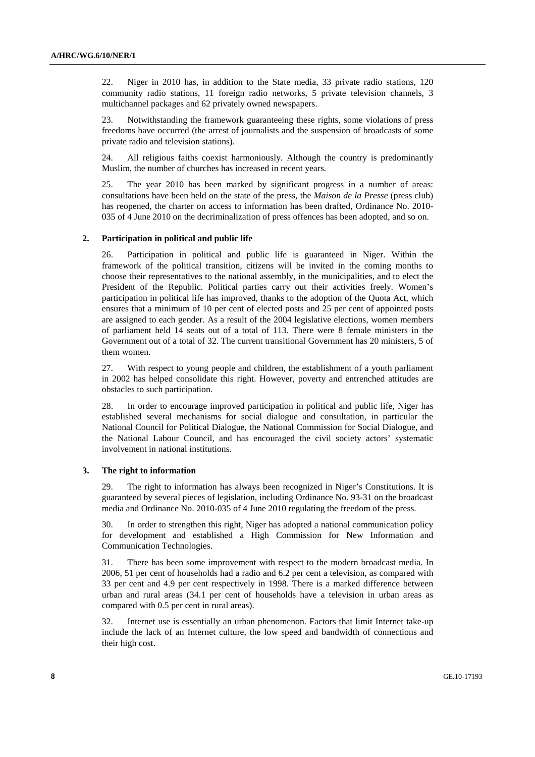22. Niger in 2010 has, in addition to the State media, 33 private radio stations, 120 community radio stations, 11 foreign radio networks, 5 private television channels, 3 multichannel packages and 62 privately owned newspapers.

23. Notwithstanding the framework guaranteeing these rights, some violations of press freedoms have occurred (the arrest of journalists and the suspension of broadcasts of some private radio and television stations).

24. All religious faiths coexist harmoniously. Although the country is predominantly Muslim, the number of churches has increased in recent years.

25. The year 2010 has been marked by significant progress in a number of areas: consultations have been held on the state of the press, the *Maison de la Presse* (press club) has reopened, the charter on access to information has been drafted, Ordinance No. 2010-035 of 4 June 2010 on the decriminalization of press offences has been adopted, and so on.

### 2. Participation in political and public life

26. Participation in political and public life is guaranteed in Niger. Within the framework of the political transition, citizens will be invited in the coming months to choose their representatives to the national assembly, in the municipalities, and to elect the President of the Republic. Political parties carry out their activities freely. Women's participation in political life has improved, thanks to the adoption of the Quota Act, which ensures that a minimum of 10 per cent of elected posts and 25 per cent of appointed posts are assigned to each gender. As a result of the 2004 legislative elections, women members of parliament held 14 seats out of a total of 113. There were 8 female ministers in the Government out of a total of 32. The current transitional Government has 20 ministers, 5 of them women.

27. With respect to young people and children, the establishment of a youth parliament in 2002 has helped consolidate this right. However, poverty and entrenched attitudes are obstacles to such participation.

28. In order to encourage improved participation in political and public life, Niger has established several mechanisms for social dialogue and consultation, in particular the National Council for Political Dialogue, the National Commission for Social Dialogue, and the National Labour Council, and has encouraged the civil society actors' systematic involvement in national institutions.

### 3. The right to information

29. The right to information has always been recognized in Niger's Constitutions. It is guaranteed by several pieces of legislation, including Ordinance No. 93-31 on the broadcast media and Ordinance No. 2010-035 of 4 June 2010 regulating the freedom of the press.

30. In order to strengthen this right, Niger has adopted a national communication policy for development and established a High Commission for New Information and Communication Technologies.

31. There has been some improvement with respect to the modern broadcast media. In 2006, 51 per cent of households had a radio and 6.2 per cent a television, as compared with 33 per cent and 4.9 per cent respectively in 1998. There is a marked difference between urban and rural areas (34.1 per cent of households have a television in urban areas as compared with 0.5 per cent in rural areas).

32. Internet use is essentially an urban phenomenon. Factors that limit Internet take-up include the lack of an Internet culture, the low speed and bandwidth of connections and their high cost.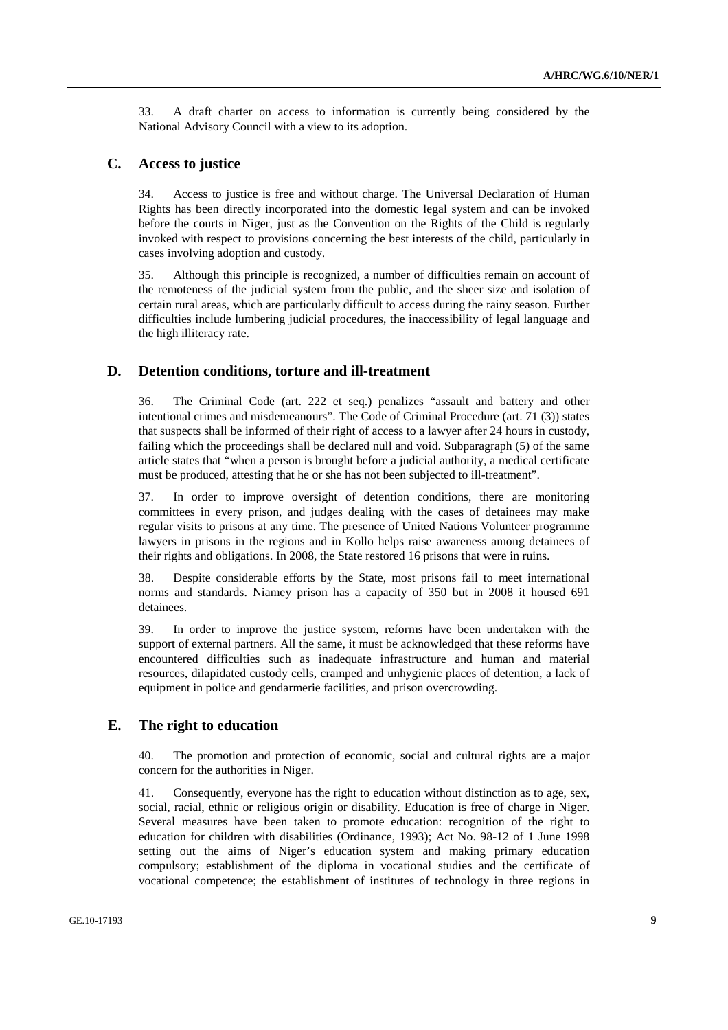33. A draft charter on access to information is currently being considered by the National Advisory Council with a view to its adoption.

## C. Access to justice

34. Access to justice is free and without charge. The Universal Declaration of Human Rights has been directly incorporated into the domestic legal system and can be invoked before the courts in Niger, just as the Convention on the Rights of the Child is regularly invoked with respect to provisions concerning the best interests of the child, particularly in cases involving adoption and custody.

35. Although this principle is recognized, a number of difficulties remain on account of the remoteness of the judicial system from the public, and the sheer size and isolation of certain rural areas, which are particularly difficult to access during the rainy season. Further difficulties include lumbering judicial procedures, the inaccessibility of legal language and the high illiteracy rate.

## D. Detention conditions, torture and ill-treatment

36. The Criminal Code (art. 222 et seq.) penalizes "assault and battery and other intentional crimes and misdemeanours". The Code of Criminal Procedure (art. 71 (3)) states that suspects shall be informed of their right of access to a lawyer after 24 hours in custody, failing which the proceedings shall be declared null and void. Subparagraph (5) of the same article states that "when a person is brought before a judicial authority, a medical certificate must be produced, attesting that he or she has not been subjected to ill-treatment".

37. In order to improve oversight of detention conditions, there are monitoring committees in every prison, and judges dealing with the cases of detainees may make regular visits to prisons at any time. The presence of United Nations Volunteer programme lawyers in prisons in the regions and in Kollo helps raise awareness among detainees of their rights and obligations. In 2008, the State restored 16 prisons that were in ruins.

38. Despite considerable efforts by the State, most prisons fail to meet international norms and standards. Niamey prison has a capacity of 350 but in 2008 it housed 691 detainees.

39. In order to improve the justice system, reforms have been undertaken with the support of external partners. All the same, it must be acknowledged that these reforms have encountered difficulties such as inadequate infrastructure and human and material resources, dilapidated custody cells, cramped and unhygienic places of detention, a lack of equipment in police and gendarmerie facilities, and prison overcrowding.

## E. The right to education

40. The promotion and protection of economic, social and cultural rights are a major concern for the authorities in Niger.

41. Consequently, everyone has the right to education without distinction as to age, sex, social, racial, ethnic or religious origin or disability. Education is free of charge in Niger. Several measures have been taken to promote education: recognition of the right to education for children with disabilities (Ordinance, 1993); Act No. 98-12 of 1 June 1998 setting out the aims of Niger's education system and making primary education compulsory; establishment of the diploma in vocational studies and the certificate of vocational competence; the establishment of institutes of technology in three regions in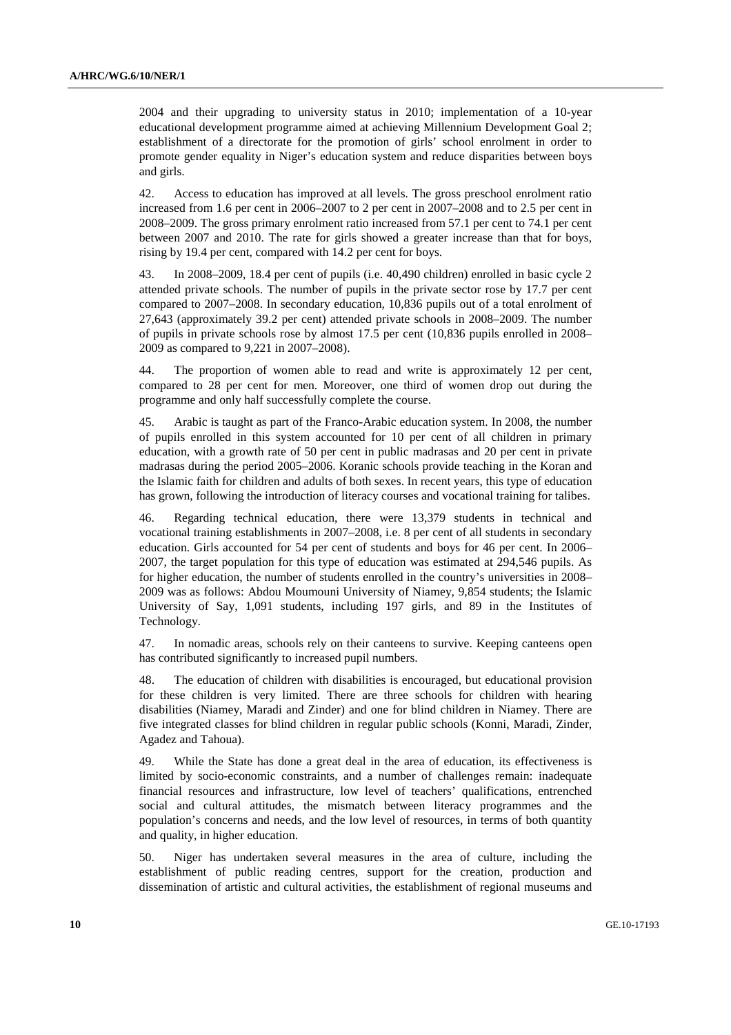2004 and their upgrading to university status in 2010; implementation of a 10-year educational development programme aimed at achieving Millennium Development Goal 2; establishment of a directorate for the promotion of girls' school enrolment in order to promote gender equality in Niger's education system and reduce disparities between boys and girls.

42. Access to education has improved at all levels. The gross preschool enrolment ratio increased from 1.6 per cent in 2006–2007 to 2 per cent in 2007–2008 and to 2.5 per cent in 2008–2009. The gross primary enrolment ratio increased from 57.1 per cent to 74.1 per cent between 2007 and 2010. The rate for girls showed a greater increase than that for boys, rising by 19.4 per cent, compared with 14.2 per cent for boys.

43. In 2008–2009, 18.4 per cent of pupils (i.e. 40,490 children) enrolled in basic cycle 2 attended private schools. The number of pupils in the private sector rose by 17.7 per cent compared to 2007–2008. In secondary education, 10,836 pupils out of a total enrolment of 27,643 (approximately 39.2 per cent) attended private schools in 2008–2009. The number of pupils in private schools rose by almost 17.5 per cent (10,836 pupils enrolled in 2008–2009 as compared to 9,221 in 2007–2008).

44. The proportion of women able to read and write is approximately 12 per cent, compared to 28 per cent for men. Moreover, one third of women drop out during the programme and only half successfully complete the course.

45. Arabic is taught as part of the Franco-Arabic education system. In 2008, the number of pupils enrolled in this system accounted for 10 per cent of all children in primary education, with a growth rate of 50 per cent in public madrasas and 20 per cent in private madrasas during the period 2005–2006. Koranic schools provide teaching in the Koran and the Islamic faith for children and adults of both sexes. In recent years, this type of education has grown, following the introduction of literacy courses and vocational training for talibes.

46. Regarding technical education, there were 13,379 students in technical and vocational training establishments in 2007–2008, i.e. 8 per cent of all students in secondary education. Girls accounted for 54 per cent of students and boys for 46 per cent. In 2006–2007, the target population for this type of education was estimated at 294,546 pupils. As for higher education, the number of students enrolled in the country's universities in 2008–2009 was as follows: Abdou Moumouni University of Niamey, 9,854 students; the Islamic University of Say, 1,091 students, including 197 girls, and 89 in the Institutes of Technology.

47. In nomadic areas, schools rely on their canteens to survive. Keeping canteens open has contributed significantly to increased pupil numbers.

48. The education of children with disabilities is encouraged, but educational provision for these children is very limited. There are three schools for children with hearing disabilities (Niamey, Maradi and Zinder) and one for blind children in Niamey. There are five integrated classes for blind children in regular public schools (Konni, Maradi, Zinder, Agadez and Tahoua).

49. While the State has done a great deal in the area of education, its effectiveness is limited by socio-economic constraints, and a number of challenges remain: inadequate financial resources and infrastructure, low level of teachers' qualifications, entrenched social and cultural attitudes, the mismatch between literacy programmes and the population's concerns and needs, and the low level of resources, in terms of both quantity and quality, in higher education.

50. Niger has undertaken several measures in the area of culture, including the establishment of public reading centres, support for the creation, production and dissemination of artistic and cultural activities, the establishment of regional museums and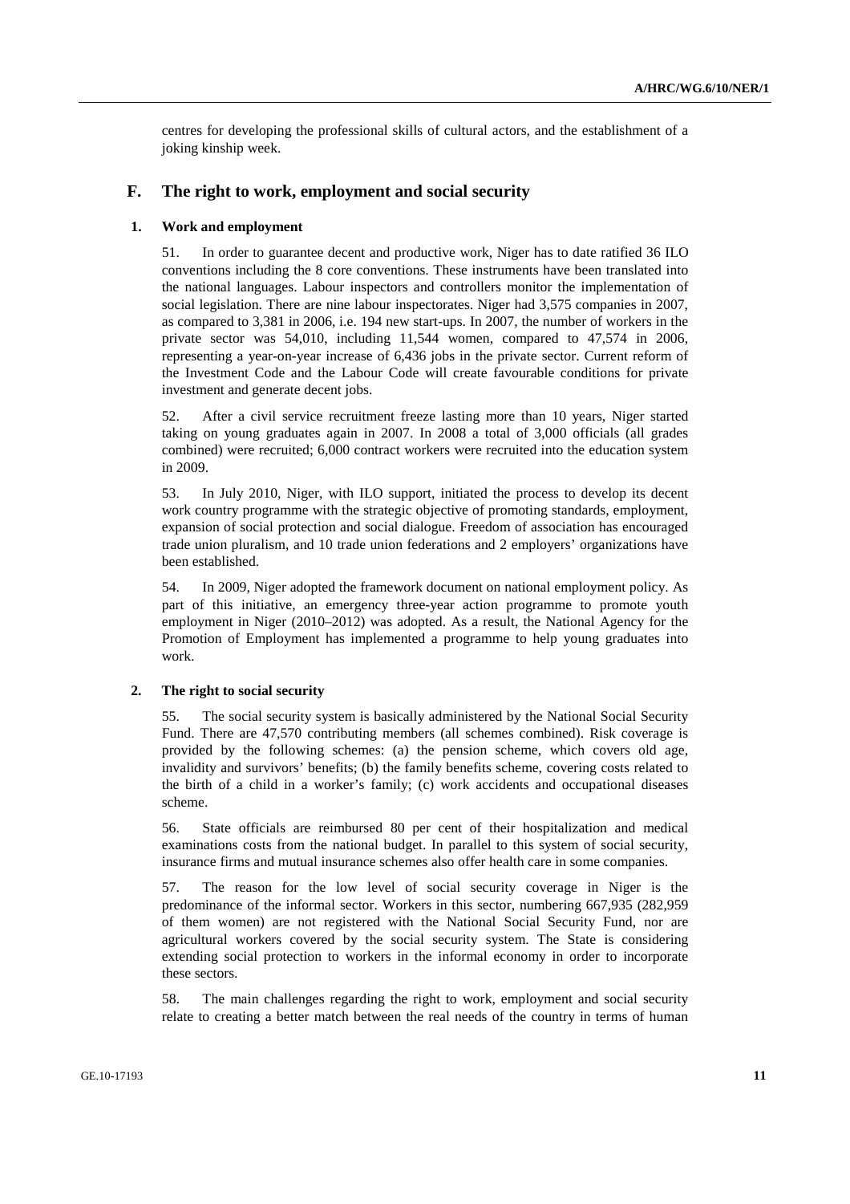centres for developing the professional skills of cultural actors, and the establishment of a joking kinship week.

## F. The right to work, employment and social security

### 1. Work and employment

51. In order to guarantee decent and productive work, Niger has to date ratified 36 ILO conventions including the 8 core conventions. These instruments have been translated into the national languages. Labour inspectors and controllers monitor the implementation of social legislation. There are nine labour inspectorates. Niger had 3,575 companies in 2007, as compared to 3,381 in 2006, i.e. 194 new start-ups. In 2007, the number of workers in the private sector was 54,010, including 11,544 women, compared to 47,574 in 2006, representing a year-on-year increase of 6,436 jobs in the private sector. Current reform of the Investment Code and the Labour Code will create favourable conditions for private investment and generate decent jobs.

52. After a civil service recruitment freeze lasting more than 10 years, Niger started taking on young graduates again in 2007. In 2008 a total of 3,000 officials (all grades combined) were recruited; 6,000 contract workers were recruited into the education system in 2009.

53. In July 2010, Niger, with ILO support, initiated the process to develop its decent work country programme with the strategic objective of promoting standards, employment, expansion of social protection and social dialogue. Freedom of association has encouraged trade union pluralism, and 10 trade union federations and 2 employers' organizations have been established.

54. In 2009, Niger adopted the framework document on national employment policy. As part of this initiative, an emergency three-year action programme to promote youth employment in Niger (2010–2012) was adopted. As a result, the National Agency for the Promotion of Employment has implemented a programme to help young graduates into work.

### 2. The right to social security

55. The social security system is basically administered by the National Social Security Fund. There are 47,570 contributing members (all schemes combined). Risk coverage is provided by the following schemes: (a) the pension scheme, which covers old age, invalidity and survivors' benefits; (b) the family benefits scheme, covering costs related to the birth of a child in a worker's family; (c) work accidents and occupational diseases scheme.

56. State officials are reimbursed 80 per cent of their hospitalization and medical examinations costs from the national budget. In parallel to this system of social security, insurance firms and mutual insurance schemes also offer health care in some companies.

57. The reason for the low level of social security coverage in Niger is the predominance of the informal sector. Workers in this sector, numbering 667,935 (282,959 of them women) are not registered with the National Social Security Fund, nor are agricultural workers covered by the social security system. The State is considering extending social protection to workers in the informal economy in order to incorporate these sectors.

58. The main challenges regarding the right to work, employment and social security relate to creating a better match between the real needs of the country in terms of human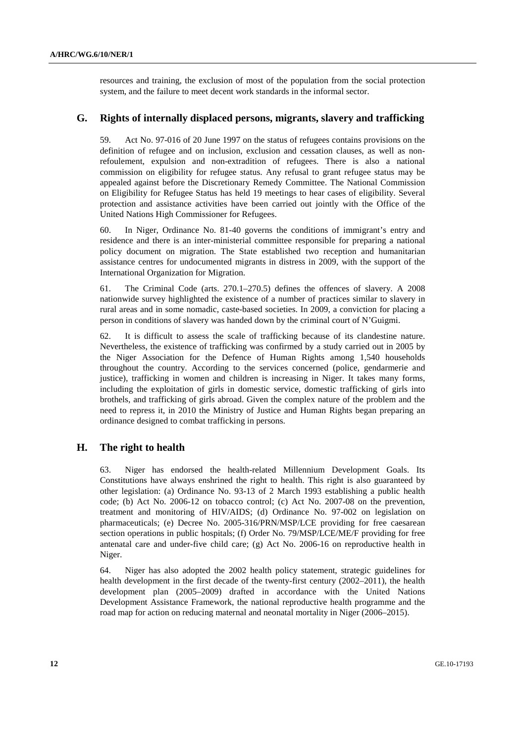resources and training, the exclusion of most of the population from the social protection system, and the failure to meet decent work standards in the informal sector.

## G. Rights of internally displaced persons, migrants, slavery and trafficking

59. Act No. 97-016 of 20 June 1997 on the status of refugees contains provisions on the definition of refugee and on inclusion, exclusion and cessation clauses, as well as non-refoulement, expulsion and non-extradition of refugees. There is also a national commission on eligibility for refugee status. Any refusal to grant refugee status may be appealed against before the Discretionary Remedy Committee. The National Commission on Eligibility for Refugee Status has held 19 meetings to hear cases of eligibility. Several protection and assistance activities have been carried out jointly with the Office of the United Nations High Commissioner for Refugees.

60. In Niger, Ordinance No. 81-40 governs the conditions of immigrant's entry and residence and there is an inter-ministerial committee responsible for preparing a national policy document on migration. The State established two reception and humanitarian assistance centres for undocumented migrants in distress in 2009, with the support of the International Organization for Migration.

61. The Criminal Code (arts. 270.1–270.5) defines the offences of slavery. A 2008 nationwide survey highlighted the existence of a number of practices similar to slavery in rural areas and in some nomadic, caste-based societies. In 2009, a conviction for placing a person in conditions of slavery was handed down by the criminal court of N'Guigmi.

62. It is difficult to assess the scale of trafficking because of its clandestine nature. Nevertheless, the existence of trafficking was confirmed by a study carried out in 2005 by the Niger Association for the Defence of Human Rights among 1,540 households throughout the country. According to the services concerned (police, gendarmerie and justice), trafficking in women and children is increasing in Niger. It takes many forms, including the exploitation of girls in domestic service, domestic trafficking of girls into brothels, and trafficking of girls abroad. Given the complex nature of the problem and the need to repress it, in 2010 the Ministry of Justice and Human Rights began preparing an ordinance designed to combat trafficking in persons.

## H. The right to health

63. Niger has endorsed the health-related Millennium Development Goals. Its Constitutions have always enshrined the right to health. This right is also guaranteed by other legislation: (a) Ordinance No. 93-13 of 2 March 1993 establishing a public health code; (b) Act No. 2006-12 on tobacco control; (c) Act No. 2007-08 on the prevention, treatment and monitoring of HIV/AIDS; (d) Ordinance No. 97-002 on legislation on pharmaceuticals; (e) Decree No. 2005-316/PRN/MSP/LCE providing for free caesarean section operations in public hospitals; (f) Order No. 79/MSP/LCE/ME/F providing for free antenatal care and under-five child care; (g) Act No. 2006-16 on reproductive health in Niger.

64. Niger has also adopted the 2002 health policy statement, strategic guidelines for health development in the first decade of the twenty-first century (2002–2011), the health development plan (2005–2009) drafted in accordance with the United Nations Development Assistance Framework, the national reproductive health programme and the road map for action on reducing maternal and neonatal mortality in Niger (2006–2015).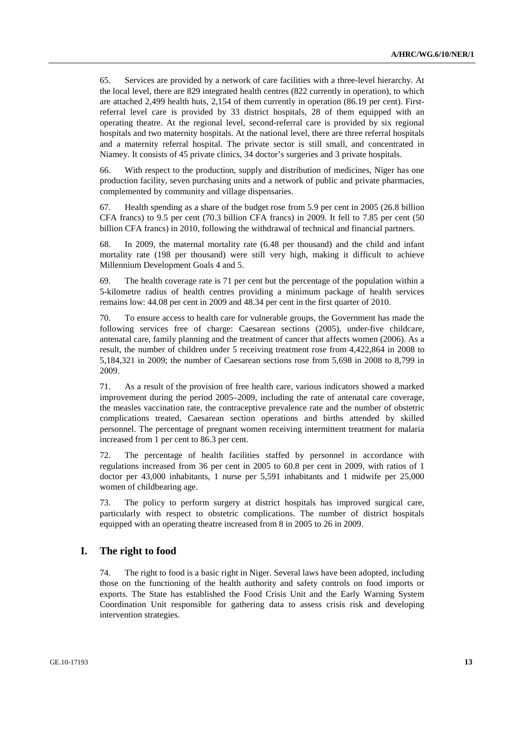65. Services are provided by a network of care facilities with a three-level hierarchy. At the local level, there are 829 integrated health centres (822 currently in operation), to which are attached 2,499 health huts, 2,154 of them currently in operation (86.19 per cent). First-referral level care is provided by 33 district hospitals, 28 of them equipped with an operating theatre. At the regional level, second-referral care is provided by six regional hospitals and two maternity hospitals. At the national level, there are three referral hospitals and a maternity referral hospital. The private sector is still small, and concentrated in Niamey. It consists of 45 private clinics, 34 doctor's surgeries and 3 private hospitals.

66. With respect to the production, supply and distribution of medicines, Niger has one production facility, seven purchasing units and a network of public and private pharmacies, complemented by community and village dispensaries.

67. Health spending as a share of the budget rose from 5.9 per cent in 2005 (26.8 billion CFA francs) to 9.5 per cent (70.3 billion CFA francs) in 2009. It fell to 7.85 per cent (50 billion CFA francs) in 2010, following the withdrawal of technical and financial partners.

68. In 2009, the maternal mortality rate (6.48 per thousand) and the child and infant mortality rate (198 per thousand) were still very high, making it difficult to achieve Millennium Development Goals 4 and 5.

69. The health coverage rate is 71 per cent but the percentage of the population within a 5-kilometre radius of health centres providing a minimum package of health services remains low: 44.08 per cent in 2009 and 48.34 per cent in the first quarter of 2010.

70. To ensure access to health care for vulnerable groups, the Government has made the following services free of charge: Caesarean sections (2005), under-five childcare, antenatal care, family planning and the treatment of cancer that affects women (2006). As a result, the number of children under 5 receiving treatment rose from 4,422,864 in 2008 to 5,184,321 in 2009; the number of Caesarean sections rose from 5,698 in 2008 to 8,799 in 2009.

71. As a result of the provision of free health care, various indicators showed a marked improvement during the period 2005–2009, including the rate of antenatal care coverage, the measles vaccination rate, the contraceptive prevalence rate and the number of obstetric complications treated, Caesarean section operations and births attended by skilled personnel. The percentage of pregnant women receiving intermittent treatment for malaria increased from 1 per cent to 86.3 per cent.

72. The percentage of health facilities staffed by personnel in accordance with regulations increased from 36 per cent in 2005 to 60.8 per cent in 2009, with ratios of 1 doctor per 43,000 inhabitants, 1 nurse per 5,591 inhabitants and 1 midwife per 25,000 women of childbearing age.

73. The policy to perform surgery at district hospitals has improved surgical care, particularly with respect to obstetric complications. The number of district hospitals equipped with an operating theatre increased from 8 in 2005 to 26 in 2009.

## I. The right to food

74. The right to food is a basic right in Niger. Several laws have been adopted, including those on the functioning of the health authority and safety controls on food imports or exports. The State has established the Food Crisis Unit and the Early Warning System Coordination Unit responsible for gathering data to assess crisis risk and developing intervention strategies.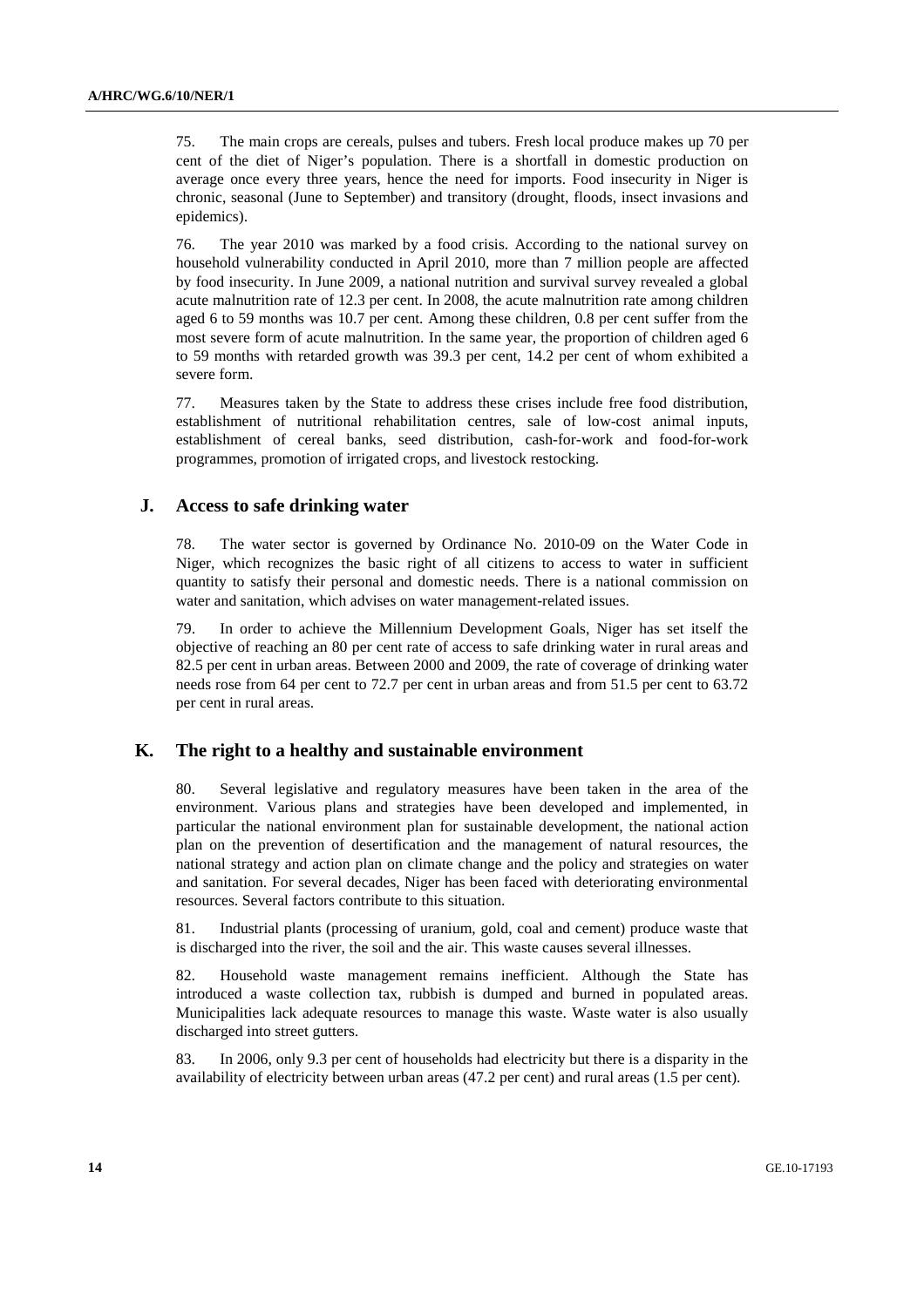75. The main crops are cereals, pulses and tubers. Fresh local produce makes up 70 per cent of the diet of Niger's population. There is a shortfall in domestic production on average once every three years, hence the need for imports. Food insecurity in Niger is chronic, seasonal (June to September) and transitory (drought, floods, insect invasions and epidemics).

76. The year 2010 was marked by a food crisis. According to the national survey on household vulnerability conducted in April 2010, more than 7 million people are affected by food insecurity. In June 2009, a national nutrition and survival survey revealed a global acute malnutrition rate of 12.3 per cent. In 2008, the acute malnutrition rate among children aged 6 to 59 months was 10.7 per cent. Among these children, 0.8 per cent suffer from the most severe form of acute malnutrition. In the same year, the proportion of children aged 6 to 59 months with retarded growth was 39.3 per cent, 14.2 per cent of whom exhibited a severe form.

77. Measures taken by the State to address these crises include free food distribution, establishment of nutritional rehabilitation centres, sale of low-cost animal inputs, establishment of cereal banks, seed distribution, cash-for-work and food-for-work programmes, promotion of irrigated crops, and livestock restocking.

## J. Access to safe drinking water

78. The water sector is governed by Ordinance No. 2010-09 on the Water Code in Niger, which recognizes the basic right of all citizens to access to water in sufficient quantity to satisfy their personal and domestic needs. There is a national commission on water and sanitation, which advises on water management-related issues.

79. In order to achieve the Millennium Development Goals, Niger has set itself the objective of reaching an 80 per cent rate of access to safe drinking water in rural areas and 82.5 per cent in urban areas. Between 2000 and 2009, the rate of coverage of drinking water needs rose from 64 per cent to 72.7 per cent in urban areas and from 51.5 per cent to 63.72 per cent in rural areas.

## K. The right to a healthy and sustainable environment

80. Several legislative and regulatory measures have been taken in the area of the environment. Various plans and strategies have been developed and implemented, in particular the national environment plan for sustainable development, the national action plan on the prevention of desertification and the management of natural resources, the national strategy and action plan on climate change and the policy and strategies on water and sanitation. For several decades, Niger has been faced with deteriorating environmental resources. Several factors contribute to this situation.

81. Industrial plants (processing of uranium, gold, coal and cement) produce waste that is discharged into the river, the soil and the air. This waste causes several illnesses.

82. Household waste management remains inefficient. Although the State has introduced a waste collection tax, rubbish is dumped and burned in populated areas. Municipalities lack adequate resources to manage this waste. Waste water is also usually discharged into street gutters.

83. In 2006, only 9.3 per cent of households had electricity but there is a disparity in the availability of electricity between urban areas (47.2 per cent) and rural areas (1.5 per cent).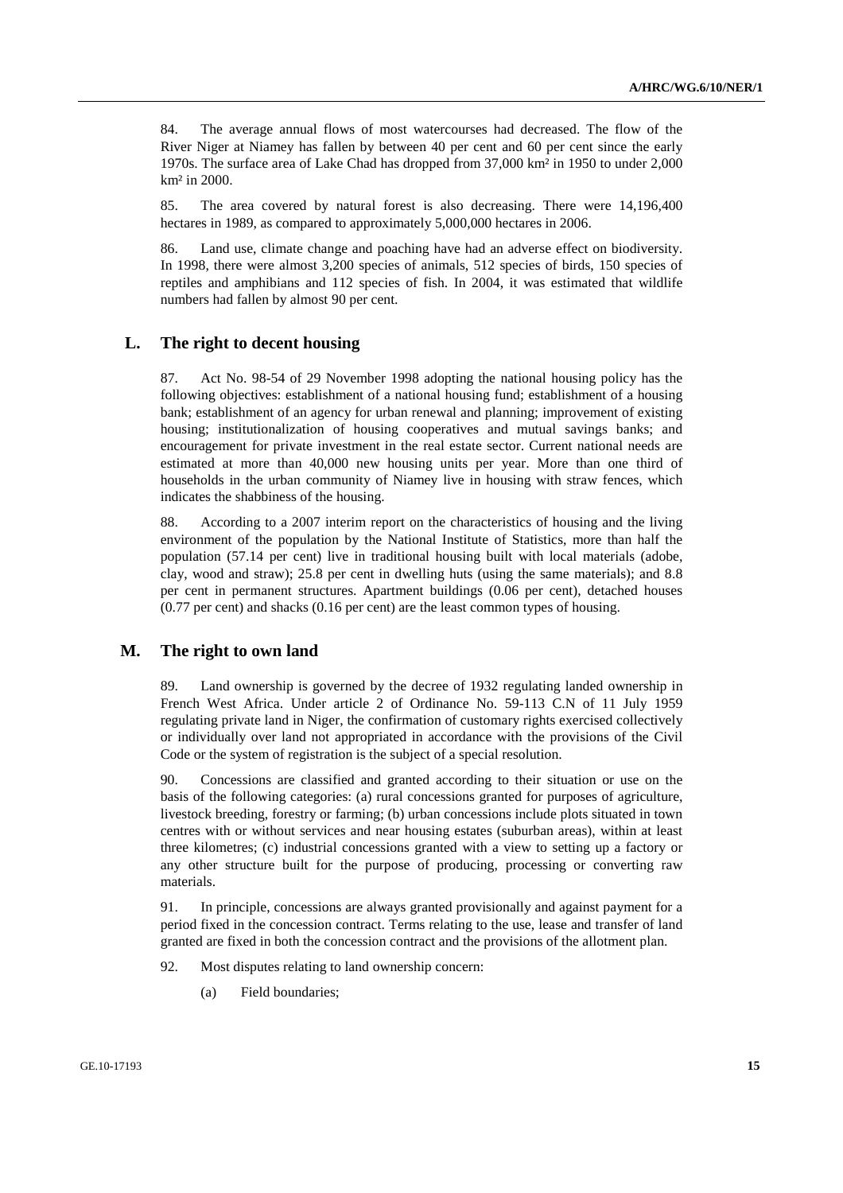84. The average annual flows of most watercourses had decreased. The flow of the River Niger at Niamey has fallen by between 40 per cent and 60 per cent since the early 1970s. The surface area of Lake Chad has dropped from 37,000 km² in 1950 to under 2,000 km² in 2000.

85. The area covered by natural forest is also decreasing. There were 14,196,400 hectares in 1989, as compared to approximately 5,000,000 hectares in 2006.

86. Land use, climate change and poaching have had an adverse effect on biodiversity. In 1998, there were almost 3,200 species of animals, 512 species of birds, 150 species of reptiles and amphibians and 112 species of fish. In 2004, it was estimated that wildlife numbers had fallen by almost 90 per cent.

## L. The right to decent housing

87. Act No. 98-54 of 29 November 1998 adopting the national housing policy has the following objectives: establishment of a national housing fund; establishment of a housing bank; establishment of an agency for urban renewal and planning; improvement of existing housing; institutionalization of housing cooperatives and mutual savings banks; and encouragement for private investment in the real estate sector. Current national needs are estimated at more than 40,000 new housing units per year. More than one third of households in the urban community of Niamey live in housing with straw fences, which indicates the shabbiness of the housing.

88. According to a 2007 interim report on the characteristics of housing and the living environment of the population by the National Institute of Statistics, more than half the population (57.14 per cent) live in traditional housing built with local materials (adobe, clay, wood and straw); 25.8 per cent in dwelling huts (using the same materials); and 8.8 per cent in permanent structures. Apartment buildings (0.06 per cent), detached houses (0.77 per cent) and shacks (0.16 per cent) are the least common types of housing.

## M. The right to own land

89. Land ownership is governed by the decree of 1932 regulating landed ownership in French West Africa. Under article 2 of Ordinance No. 59-113 C.N of 11 July 1959 regulating private land in Niger, the confirmation of customary rights exercised collectively or individually over land not appropriated in accordance with the provisions of the Civil Code or the system of registration is the subject of a special resolution.

90. Concessions are classified and granted according to their situation or use on the basis of the following categories: (a) rural concessions granted for purposes of agriculture, livestock breeding, forestry or farming; (b) urban concessions include plots situated in town centres with or without services and near housing estates (suburban areas), within at least three kilometres; (c) industrial concessions granted with a view to setting up a factory or any other structure built for the purpose of producing, processing or converting raw materials.

91. In principle, concessions are always granted provisionally and against payment for a period fixed in the concession contract. Terms relating to the use, lease and transfer of land granted are fixed in both the concession contract and the provisions of the allotment plan.

92. Most disputes relating to land ownership concern:

(a) Field boundaries;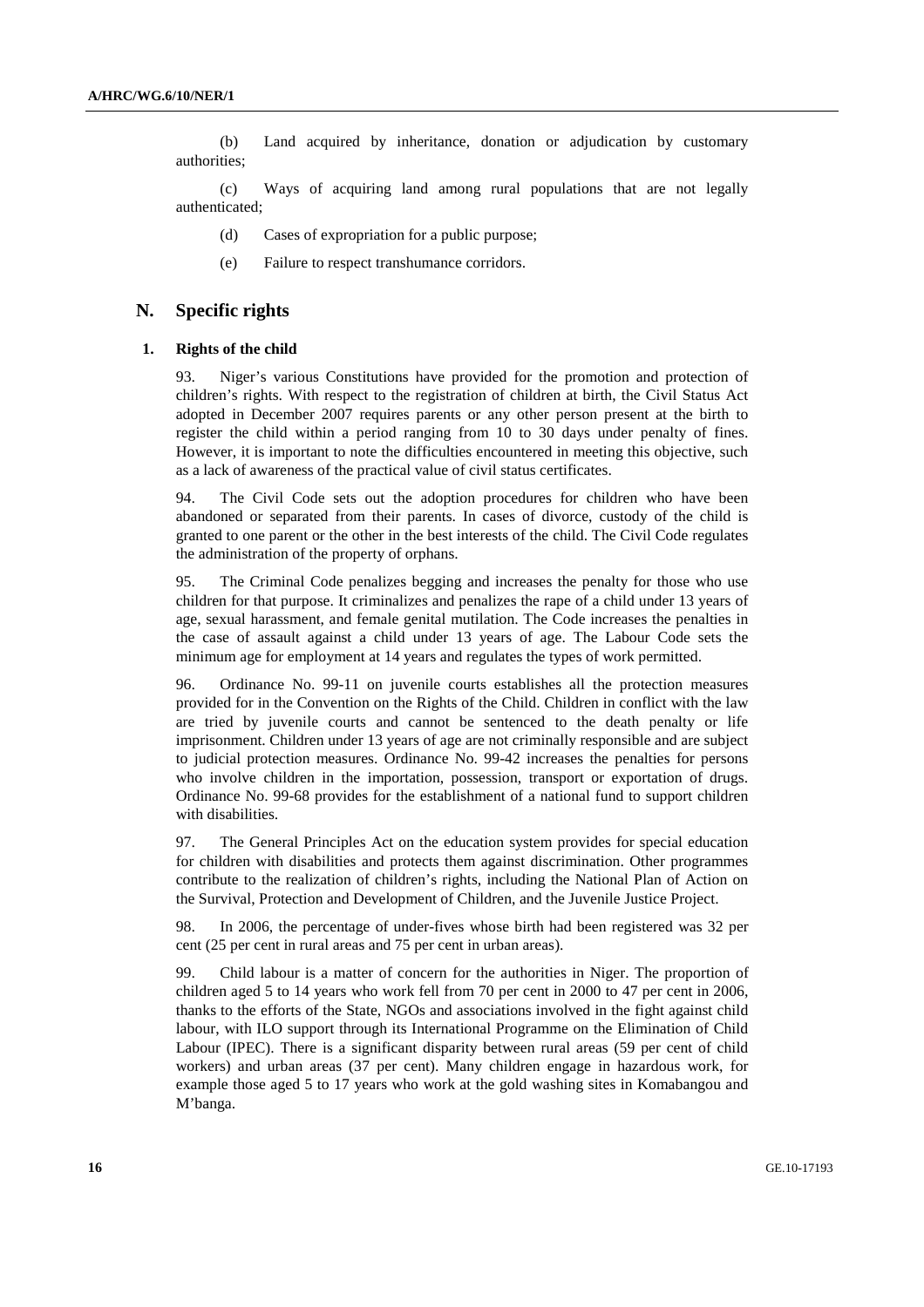(b) Land acquired by inheritance, donation or adjudication by customary authorities;

(c) Ways of acquiring land among rural populations that are not legally authenticated;

(d) Cases of expropriation for a public purpose;

(e) Failure to respect transhumance corridors.

## N. Specific rights

### 1. Rights of the child

93. Niger's various Constitutions have provided for the promotion and protection of children's rights. With respect to the registration of children at birth, the Civil Status Act adopted in December 2007 requires parents or any other person present at the birth to register the child within a period ranging from 10 to 30 days under penalty of fines. However, it is important to note the difficulties encountered in meeting this objective, such as a lack of awareness of the practical value of civil status certificates.

94. The Civil Code sets out the adoption procedures for children who have been abandoned or separated from their parents. In cases of divorce, custody of the child is granted to one parent or the other in the best interests of the child. The Civil Code regulates the administration of the property of orphans.

95. The Criminal Code penalizes begging and increases the penalty for those who use children for that purpose. It criminalizes and penalizes the rape of a child under 13 years of age, sexual harassment, and female genital mutilation. The Code increases the penalties in the case of assault against a child under 13 years of age. The Labour Code sets the minimum age for employment at 14 years and regulates the types of work permitted.

96. Ordinance No. 99-11 on juvenile courts establishes all the protection measures provided for in the Convention on the Rights of the Child. Children in conflict with the law are tried by juvenile courts and cannot be sentenced to the death penalty or life imprisonment. Children under 13 years of age are not criminally responsible and are subject to judicial protection measures. Ordinance No. 99-42 increases the penalties for persons who involve children in the importation, possession, transport or exportation of drugs. Ordinance No. 99-68 provides for the establishment of a national fund to support children with disabilities.

97. The General Principles Act on the education system provides for special education for children with disabilities and protects them against discrimination. Other programmes contribute to the realization of children's rights, including the National Plan of Action on the Survival, Protection and Development of Children, and the Juvenile Justice Project.

98. In 2006, the percentage of under-fives whose birth had been registered was 32 per cent (25 per cent in rural areas and 75 per cent in urban areas).

99. Child labour is a matter of concern for the authorities in Niger. The proportion of children aged 5 to 14 years who work fell from 70 per cent in 2000 to 47 per cent in 2006, thanks to the efforts of the State, NGOs and associations involved in the fight against child labour, with ILO support through its International Programme on the Elimination of Child Labour (IPEC). There is a significant disparity between rural areas (59 per cent of child workers) and urban areas (37 per cent). Many children engage in hazardous work, for example those aged 5 to 17 years who work at the gold washing sites in Komabangou and M'banga.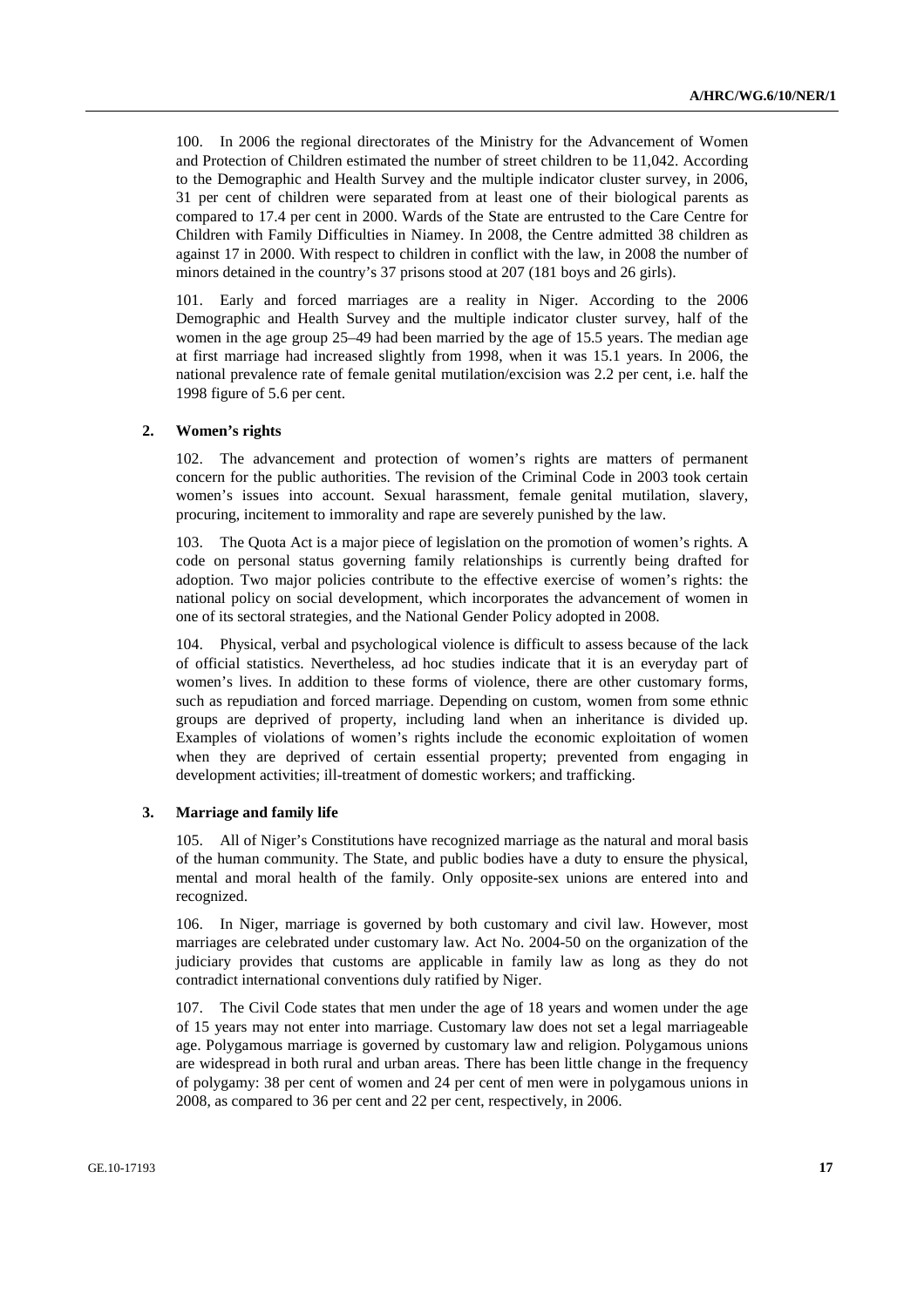100. In 2006 the regional directorates of the Ministry for the Advancement of Women and Protection of Children estimated the number of street children to be 11,042. According to the Demographic and Health Survey and the multiple indicator cluster survey, in 2006, 31 per cent of children were separated from at least one of their biological parents as compared to 17.4 per cent in 2000. Wards of the State are entrusted to the Care Centre for Children with Family Difficulties in Niamey. In 2008, the Centre admitted 38 children as against 17 in 2000. With respect to children in conflict with the law, in 2008 the number of minors detained in the country's 37 prisons stood at 207 (181 boys and 26 girls).

101. Early and forced marriages are a reality in Niger. According to the 2006 Demographic and Health Survey and the multiple indicator cluster survey, half of the women in the age group 25–49 had been married by the age of 15.5 years. The median age at first marriage had increased slightly from 1998, when it was 15.1 years. In 2006, the national prevalence rate of female genital mutilation/excision was 2.2 per cent, i.e. half the 1998 figure of 5.6 per cent.

### 2. Women's rights

102. The advancement and protection of women's rights are matters of permanent concern for the public authorities. The revision of the Criminal Code in 2003 took certain women's issues into account. Sexual harassment, female genital mutilation, slavery, procuring, incitement to immorality and rape are severely punished by the law.

103. The Quota Act is a major piece of legislation on the promotion of women's rights. A code on personal status governing family relationships is currently being drafted for adoption. Two major policies contribute to the effective exercise of women's rights: the national policy on social development, which incorporates the advancement of women in one of its sectoral strategies, and the National Gender Policy adopted in 2008.

104. Physical, verbal and psychological violence is difficult to assess because of the lack of official statistics. Nevertheless, ad hoc studies indicate that it is an everyday part of women's lives. In addition to these forms of violence, there are other customary forms, such as repudiation and forced marriage. Depending on custom, women from some ethnic groups are deprived of property, including land when an inheritance is divided up. Examples of violations of women's rights include the economic exploitation of women when they are deprived of certain essential property; prevented from engaging in development activities; ill-treatment of domestic workers; and trafficking.

### 3. Marriage and family life

105. All of Niger's Constitutions have recognized marriage as the natural and moral basis of the human community. The State, and public bodies have a duty to ensure the physical, mental and moral health of the family. Only opposite-sex unions are entered into and recognized.

106. In Niger, marriage is governed by both customary and civil law. However, most marriages are celebrated under customary law. Act No. 2004-50 on the organization of the judiciary provides that customs are applicable in family law as long as they do not contradict international conventions duly ratified by Niger.

107. The Civil Code states that men under the age of 18 years and women under the age of 15 years may not enter into marriage. Customary law does not set a legal marriageable age. Polygamous marriage is governed by customary law and religion. Polygamous unions are widespread in both rural and urban areas. There has been little change in the frequency of polygamy: 38 per cent of women and 24 per cent of men were in polygamous unions in 2008, as compared to 36 per cent and 22 per cent, respectively, in 2006.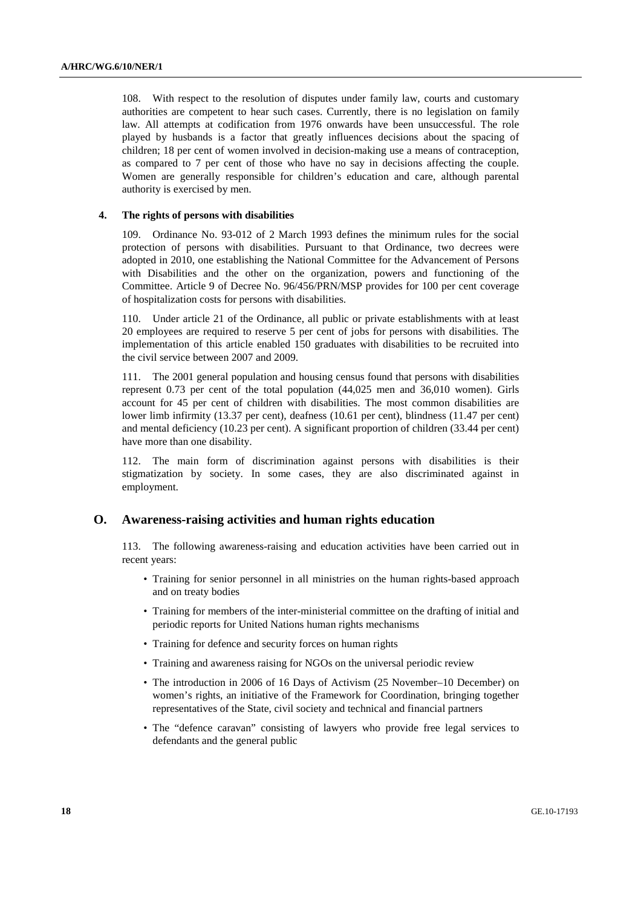108. With respect to the resolution of disputes under family law, courts and customary authorities are competent to hear such cases. Currently, there is no legislation on family law. All attempts at codification from 1976 onwards have been unsuccessful. The role played by husbands is a factor that greatly influences decisions about the spacing of children; 18 per cent of women involved in decision-making use a means of contraception, as compared to 7 per cent of those who have no say in decisions affecting the couple. Women are generally responsible for children's education and care, although parental authority is exercised by men.

### 4. The rights of persons with disabilities

109. Ordinance No. 93-012 of 2 March 1993 defines the minimum rules for the social protection of persons with disabilities. Pursuant to that Ordinance, two decrees were adopted in 2010, one establishing the National Committee for the Advancement of Persons with Disabilities and the other on the organization, powers and functioning of the Committee. Article 9 of Decree No. 96/456/PRN/MSP provides for 100 per cent coverage of hospitalization costs for persons with disabilities.

110. Under article 21 of the Ordinance, all public or private establishments with at least 20 employees are required to reserve 5 per cent of jobs for persons with disabilities. The implementation of this article enabled 150 graduates with disabilities to be recruited into the civil service between 2007 and 2009.

111. The 2001 general population and housing census found that persons with disabilities represent 0.73 per cent of the total population (44,025 men and 36,010 women). Girls account for 45 per cent of children with disabilities. The most common disabilities are lower limb infirmity (13.37 per cent), deafness (10.61 per cent), blindness (11.47 per cent) and mental deficiency (10.23 per cent). A significant proportion of children (33.44 per cent) have more than one disability.

112. The main form of discrimination against persons with disabilities is their stigmatization by society. In some cases, they are also discriminated against in employment.

## O. Awareness-raising activities and human rights education

113. The following awareness-raising and education activities have been carried out in recent years:

- Training for senior personnel in all ministries on the human rights-based approach and on treaty bodies
- Training for members of the inter-ministerial committee on the drafting of initial and periodic reports for United Nations human rights mechanisms
- Training for defence and security forces on human rights
- Training and awareness raising for NGOs on the universal periodic review
- The introduction in 2006 of 16 Days of Activism (25 November–10 December) on women's rights, an initiative of the Framework for Coordination, bringing together representatives of the State, civil society and technical and financial partners
- The "defence caravan" consisting of lawyers who provide free legal services to defendants and the general public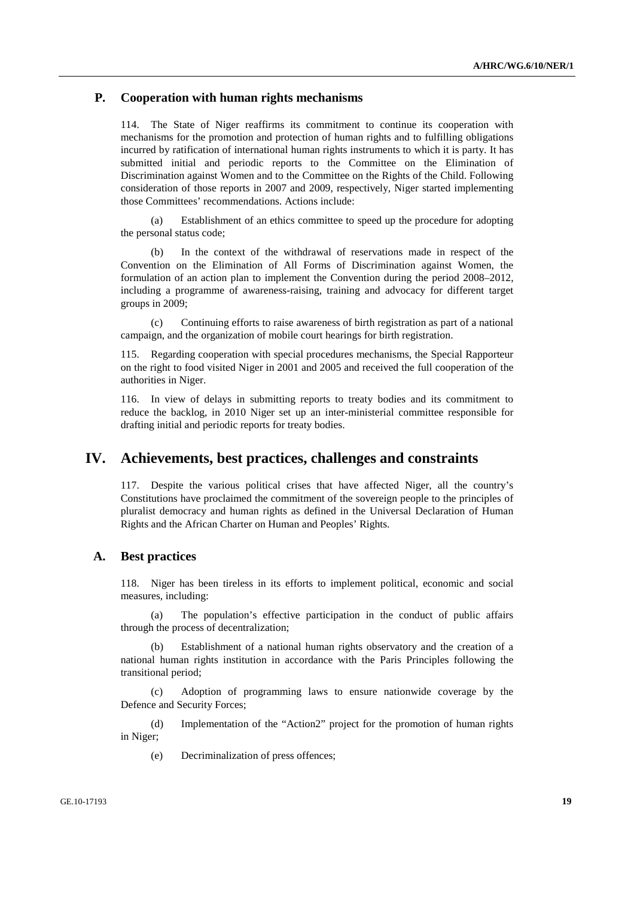### P. Cooperation with human rights mechanisms

114. The State of Niger reaffirms its commitment to continue its cooperation with mechanisms for the promotion and protection of human rights and to fulfilling obligations incurred by ratification of international human rights instruments to which it is party. It has submitted initial and periodic reports to the Committee on the Elimination of Discrimination against Women and to the Committee on the Rights of the Child. Following consideration of those reports in 2007 and 2009, respectively, Niger started implementing those Committees' recommendations. Actions include:

(a) Establishment of an ethics committee to speed up the procedure for adopting the personal status code;

(b) In the context of the withdrawal of reservations made in respect of the Convention on the Elimination of All Forms of Discrimination against Women, the formulation of an action plan to implement the Convention during the period 2008–2012, including a programme of awareness-raising, training and advocacy for different target groups in 2009;

(c) Continuing efforts to raise awareness of birth registration as part of a national campaign, and the organization of mobile court hearings for birth registration.

115. Regarding cooperation with special procedures mechanisms, the Special Rapporteur on the right to food visited Niger in 2001 and 2005 and received the full cooperation of the authorities in Niger.

116. In view of delays in submitting reports to treaty bodies and its commitment to reduce the backlog, in 2010 Niger set up an inter-ministerial committee responsible for drafting initial and periodic reports for treaty bodies.

## IV. Achievements, best practices, challenges and constraints

117. Despite the various political crises that have affected Niger, all the country's Constitutions have proclaimed the commitment of the sovereign people to the principles of pluralist democracy and human rights as defined in the Universal Declaration of Human Rights and the African Charter on Human and Peoples' Rights.

### A. Best practices

118. Niger has been tireless in its efforts to implement political, economic and social measures, including:

(a) The population's effective participation in the conduct of public affairs through the process of decentralization;

(b) Establishment of a national human rights observatory and the creation of a national human rights institution in accordance with the Paris Principles following the transitional period;

(c) Adoption of programming laws to ensure nationwide coverage by the Defence and Security Forces;

(d) Implementation of the "Action2" project for the promotion of human rights in Niger;

(e) Decriminalization of press offences;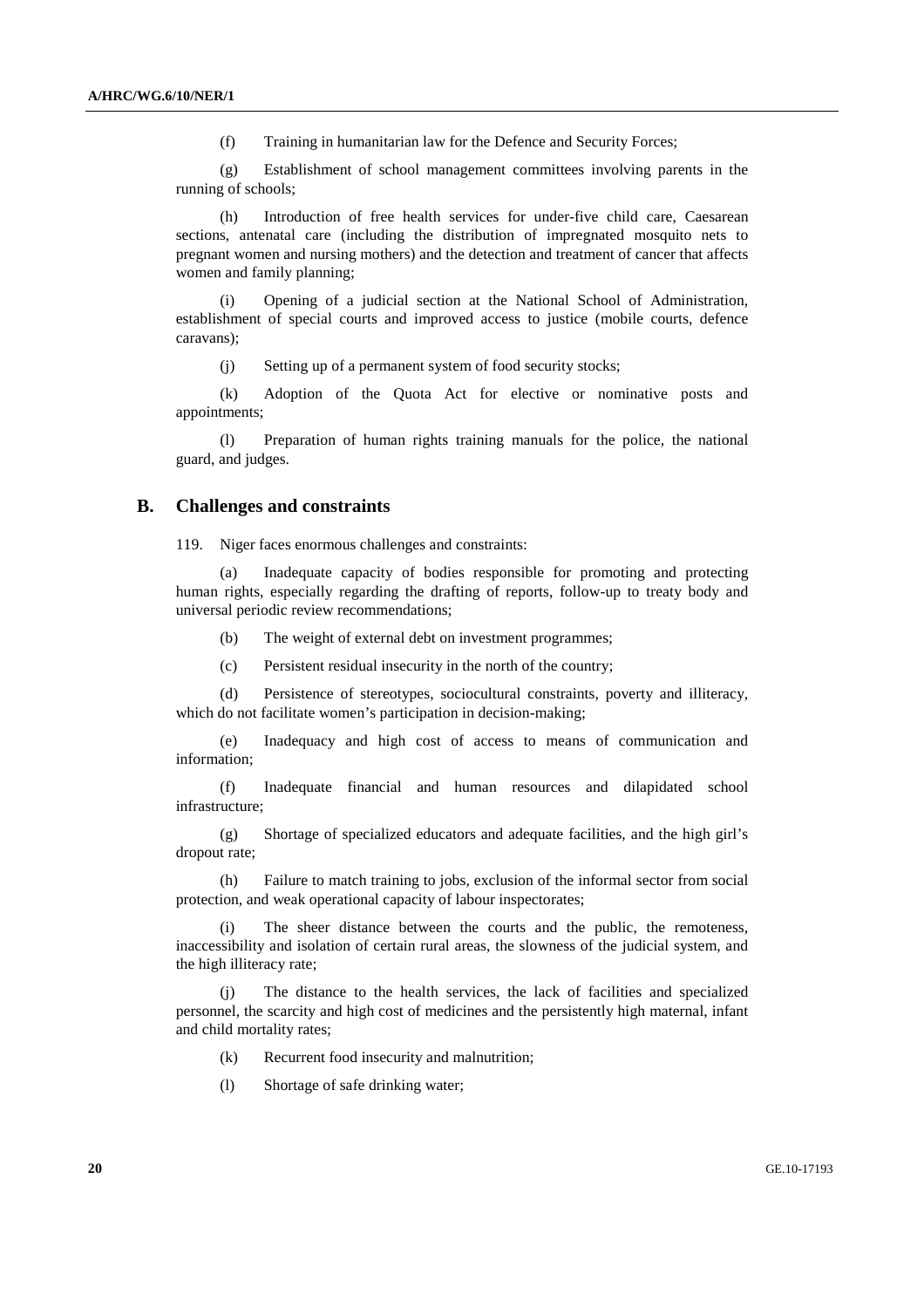(f) Training in humanitarian law for the Defence and Security Forces;

(g) Establishment of school management committees involving parents in the running of schools;

(h) Introduction of free health services for under-five child care, Caesarean sections, antenatal care (including the distribution of impregnated mosquito nets to pregnant women and nursing mothers) and the detection and treatment of cancer that affects women and family planning;

(i) Opening of a judicial section at the National School of Administration, establishment of special courts and improved access to justice (mobile courts, defence caravans);

(j) Setting up of a permanent system of food security stocks;

(k) Adoption of the Quota Act for elective or nominative posts and appointments;

(l) Preparation of human rights training manuals for the police, the national guard, and judges.

## B. Challenges and constraints

119. Niger faces enormous challenges and constraints:

(a) Inadequate capacity of bodies responsible for promoting and protecting human rights, especially regarding the drafting of reports, follow-up to treaty body and universal periodic review recommendations;

(b) The weight of external debt on investment programmes;

(c) Persistent residual insecurity in the north of the country;

(d) Persistence of stereotypes, sociocultural constraints, poverty and illiteracy, which do not facilitate women's participation in decision-making;

(e) Inadequacy and high cost of access to means of communication and information;

(f) Inadequate financial and human resources and dilapidated school infrastructure;

(g) Shortage of specialized educators and adequate facilities, and the high girl's dropout rate;

(h) Failure to match training to jobs, exclusion of the informal sector from social protection, and weak operational capacity of labour inspectorates;

(i) The sheer distance between the courts and the public, the remoteness, inaccessibility and isolation of certain rural areas, the slowness of the judicial system, and the high illiteracy rate;

(j) The distance to the health services, the lack of facilities and specialized personnel, the scarcity and high cost of medicines and the persistently high maternal, infant and child mortality rates;

(k) Recurrent food insecurity and malnutrition;

(l) Shortage of safe drinking water;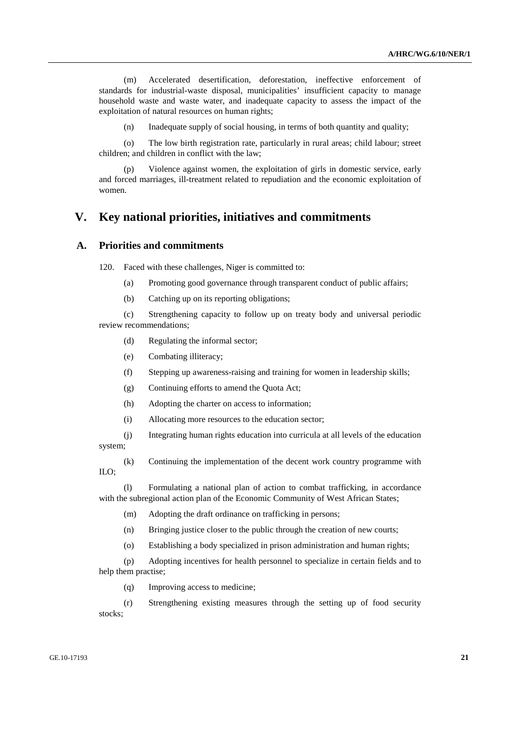(m) Accelerated desertification, deforestation, ineffective enforcement of standards for industrial-waste disposal, municipalities' insufficient capacity to manage household waste and waste water, and inadequate capacity to assess the impact of the exploitation of natural resources on human rights;

(n) Inadequate supply of social housing, in terms of both quantity and quality;

(o) The low birth registration rate, particularly in rural areas; child labour; street children; and children in conflict with the law;

(p) Violence against women, the exploitation of girls in domestic service, early and forced marriages, ill-treatment related to repudiation and the economic exploitation of women.

# V. Key national priorities, initiatives and commitments

## A. Priorities and commitments

120. Faced with these challenges, Niger is committed to:

(a) Promoting good governance through transparent conduct of public affairs;

(b) Catching up on its reporting obligations;

(c) Strengthening capacity to follow up on treaty body and universal periodic review recommendations;

(d) Regulating the informal sector;

(e) Combating illiteracy;

(f) Stepping up awareness-raising and training for women in leadership skills;

(g) Continuing efforts to amend the Quota Act;

(h) Adopting the charter on access to information;

(i) Allocating more resources to the education sector;

(j) Integrating human rights education into curricula at all levels of the education system;

(k) Continuing the implementation of the decent work country programme with ILO;

(l) Formulating a national plan of action to combat trafficking, in accordance with the subregional action plan of the Economic Community of West African States;

(m) Adopting the draft ordinance on trafficking in persons;

(n) Bringing justice closer to the public through the creation of new courts;

(o) Establishing a body specialized in prison administration and human rights;

(p) Adopting incentives for health personnel to specialize in certain fields and to help them practise;

(q) Improving access to medicine;

(r) Strengthening existing measures through the setting up of food security stocks;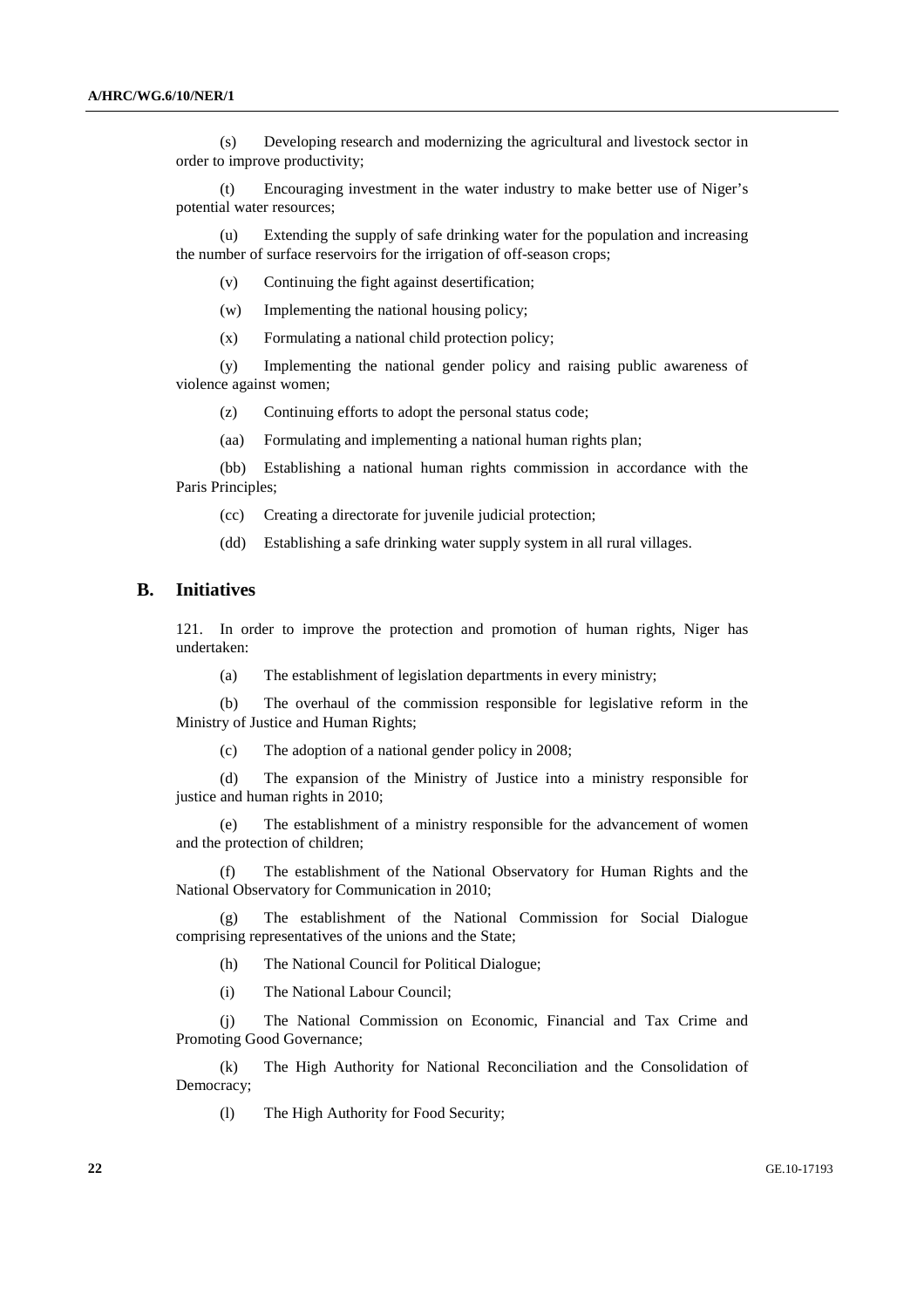(s) Developing research and modernizing the agricultural and livestock sector in order to improve productivity;

(t) Encouraging investment in the water industry to make better use of Niger's potential water resources;

(u) Extending the supply of safe drinking water for the population and increasing the number of surface reservoirs for the irrigation of off-season crops;

(v) Continuing the fight against desertification;

(w) Implementing the national housing policy;

(x) Formulating a national child protection policy;

(y) Implementing the national gender policy and raising public awareness of violence against women;

(z) Continuing efforts to adopt the personal status code;

(aa) Formulating and implementing a national human rights plan;

(bb) Establishing a national human rights commission in accordance with the Paris Principles;

(cc) Creating a directorate for juvenile judicial protection;

(dd) Establishing a safe drinking water supply system in all rural villages.

## B. Initiatives

121. In order to improve the protection and promotion of human rights, Niger has undertaken:

(a) The establishment of legislation departments in every ministry;

(b) The overhaul of the commission responsible for legislative reform in the Ministry of Justice and Human Rights;

(c) The adoption of a national gender policy in 2008;

(d) The expansion of the Ministry of Justice into a ministry responsible for justice and human rights in 2010;

(e) The establishment of a ministry responsible for the advancement of women and the protection of children;

(f) The establishment of the National Observatory for Human Rights and the National Observatory for Communication in 2010;

(g) The establishment of the National Commission for Social Dialogue comprising representatives of the unions and the State;

(h) The National Council for Political Dialogue;

(i) The National Labour Council;

(j) The National Commission on Economic, Financial and Tax Crime and Promoting Good Governance;

(k) The High Authority for National Reconciliation and the Consolidation of Democracy;

(l) The High Authority for Food Security;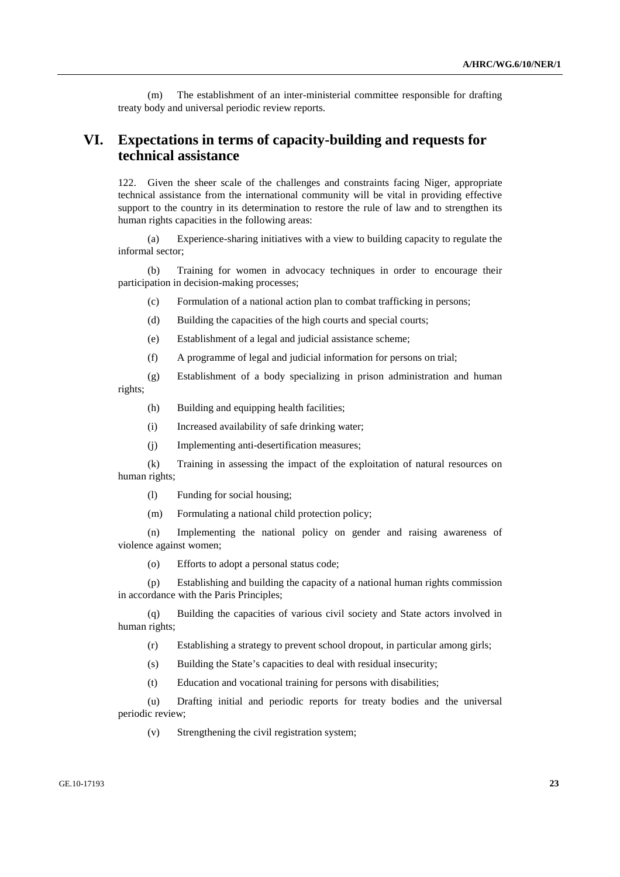(m) The establishment of an inter-ministerial committee responsible for drafting treaty body and universal periodic review reports.

# VI. Expectations in terms of capacity-building and requests for technical assistance

122. Given the sheer scale of the challenges and constraints facing Niger, appropriate technical assistance from the international community will be vital in providing effective support to the country in its determination to restore the rule of law and to strengthen its human rights capacities in the following areas:

(a) Experience-sharing initiatives with a view to building capacity to regulate the informal sector;

(b) Training for women in advocacy techniques in order to encourage their participation in decision-making processes;

(c) Formulation of a national action plan to combat trafficking in persons;

(d) Building the capacities of the high courts and special courts;

(e) Establishment of a legal and judicial assistance scheme;

(f) A programme of legal and judicial information for persons on trial;

(g) Establishment of a body specializing in prison administration and human rights;

(h) Building and equipping health facilities;

(i) Increased availability of safe drinking water;

(j) Implementing anti-desertification measures;

(k) Training in assessing the impact of the exploitation of natural resources on human rights;

(l) Funding for social housing;

(m) Formulating a national child protection policy;

(n) Implementing the national policy on gender and raising awareness of violence against women;

(o) Efforts to adopt a personal status code;

(p) Establishing and building the capacity of a national human rights commission in accordance with the Paris Principles;

(q) Building the capacities of various civil society and State actors involved in human rights;

(r) Establishing a strategy to prevent school dropout, in particular among girls;

(s) Building the State's capacities to deal with residual insecurity;

(t) Education and vocational training for persons with disabilities;

(u) Drafting initial and periodic reports for treaty bodies and the universal periodic review;

(v) Strengthening the civil registration system;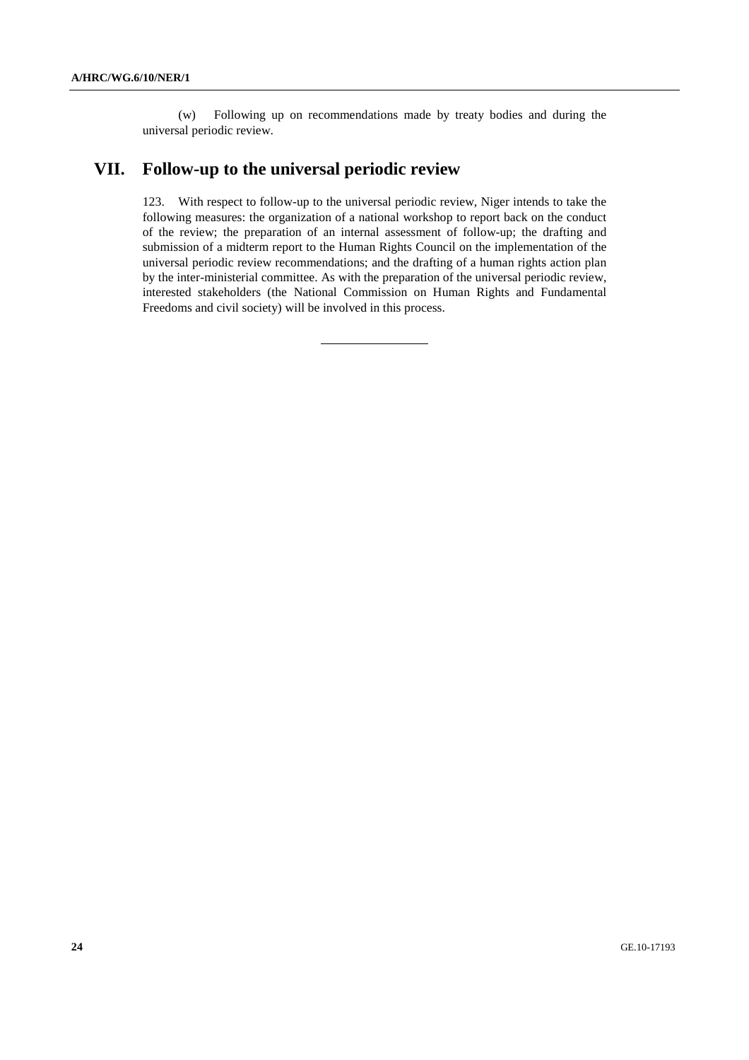(w) Following up on recommendations made by treaty bodies and during the universal periodic review.

# VII. Follow-up to the universal periodic review

123. With respect to follow-up to the universal periodic review, Niger intends to take the following measures: the organization of a national workshop to report back on the conduct of the review; the preparation of an internal assessment of follow-up; the drafting and submission of a midterm report to the Human Rights Council on the implementation of the universal periodic review recommendations; and the drafting of a human rights action plan by the inter-ministerial committee. As with the preparation of the universal periodic review, interested stakeholders (the National Commission on Human Rights and Fundamental Freedoms and civil society) will be involved in this process.